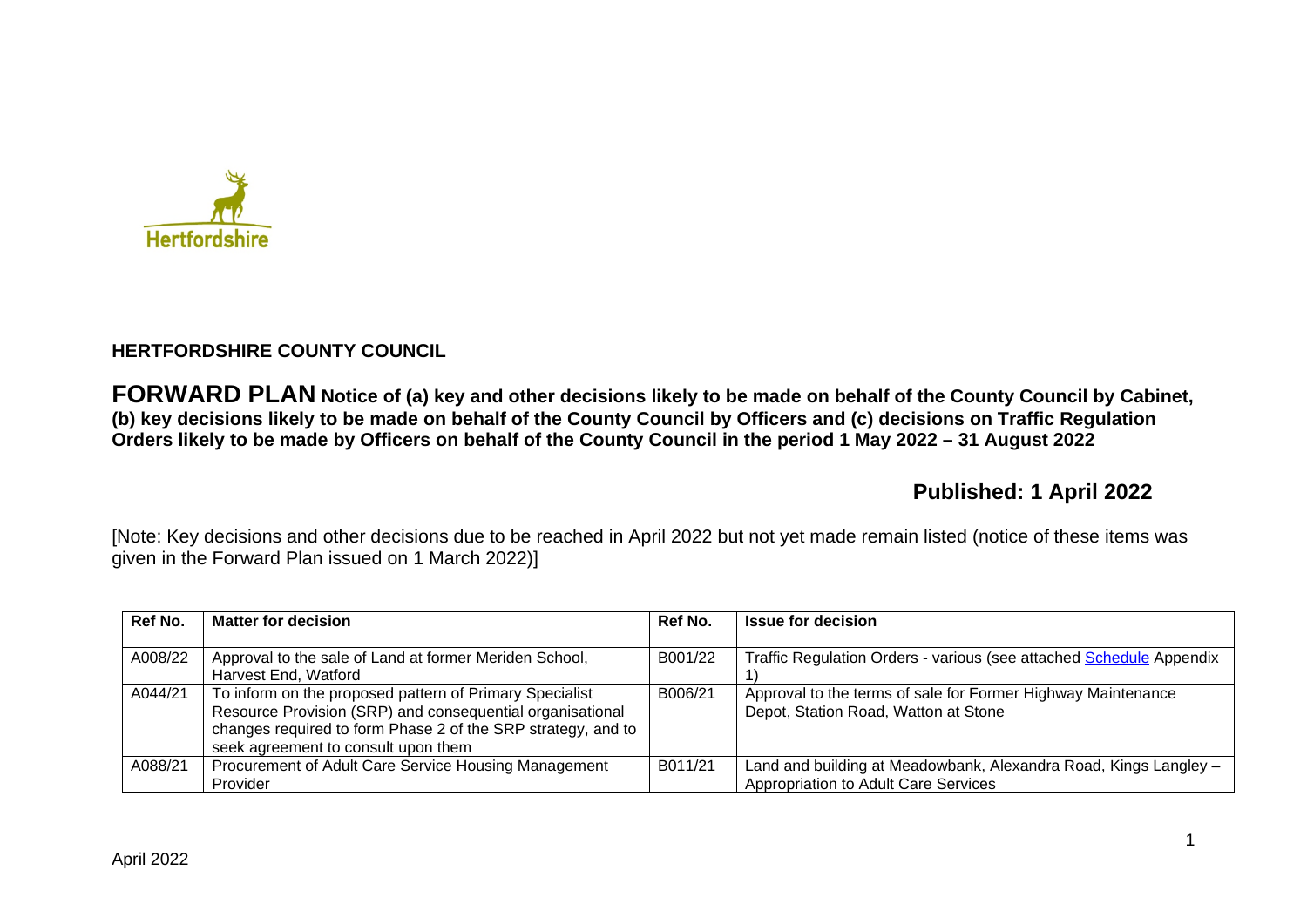Hertfordshire

**HERTFORDSHIRE COUNTY COUNCIL**

**FORWARD PLAN Notice of (a) key and other decisions likely to be made on behalf of the County Council by Cabinet, (b) key decisions likely to be made on behalf of the County Council by Officers and (c) decisions on Traffic Regulation Orders likely to be made by Officers on behalf of the County Council in the period 1 May 2022 – 31 August 2022**

**Published: 1 April 2022**

[Note: Key decisions and other decisions due to be reached in April 2022 but not yet made remain listed (notice of these items was given in the Forward Plan issued on 1 March 2022)]

| Ref No. | Matter for decision | Ref No. | Issue for decision |
|---|---|---|---|
| A008/22 | Approval to the sale of Land at former Meriden School, Harvest End, Watford | B001/22 | Traffic Regulation Orders - various (see attached Schedule Appendix 1) |
| A044/21 | To inform on the proposed pattern of Primary Specialist Resource Provision (SRP) and consequential organisational changes required to form Phase 2 of the SRP strategy, and to seek agreement to consult upon them | B006/21 | Approval to the terms of sale for Former Highway Maintenance Depot, Station Road, Watton at Stone |
| A088/21 | Procurement of Adult Care Service Housing Management Provider | B011/21 | Land and building at Meadowbank, Alexandra Road, Kings Langley – Appropriation to Adult Care Services |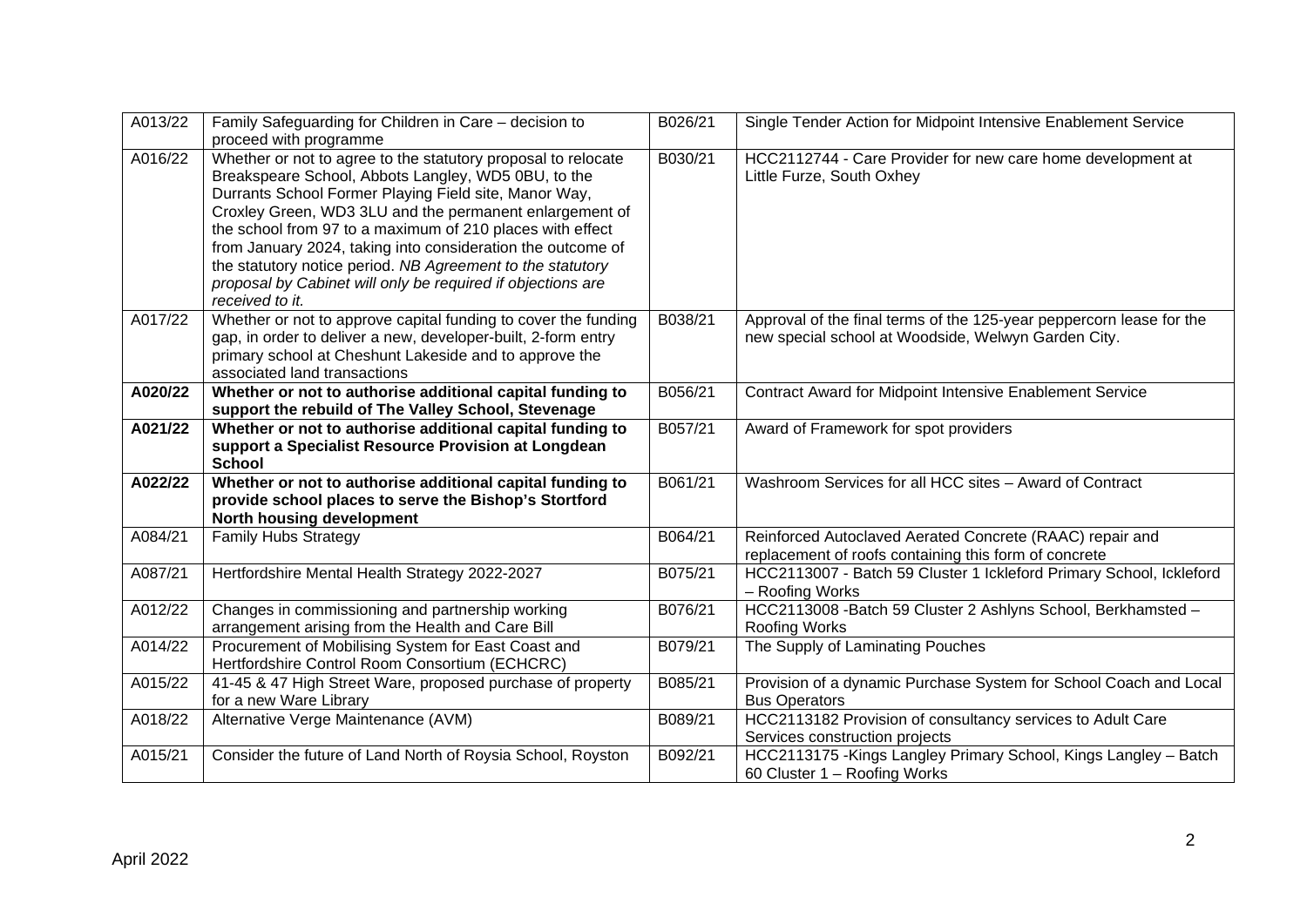| A013/22 | Family Safeguarding for Children in Care – decision to proceed with programme | B026/21 | Single Tender Action for Midpoint Intensive Enablement Service |
|---|---|---|---|
| A016/22 | Whether or not to agree to the statutory proposal to relocate Breakspeare School, Abbots Langley, WD5 0BU, to the Durrants School Former Playing Field site, Manor Way, Croxley Green, WD3 3LU and the permanent enlargement of the school from 97 to a maximum of 210 places with effect from January 2024, taking into consideration the outcome of the statutory notice period. *NB Agreement to the statutory proposal by Cabinet will only be required if objections are received to it.* | B030/21 | HCC2112744 - Care Provider for new care home development at Little Furze, South Oxhey |
| A017/22 | Whether or not to approve capital funding to cover the funding gap, in order to deliver a new, developer-built, 2-form entry primary school at Cheshunt Lakeside and to approve the associated land transactions | B038/21 | Approval of the final terms of the 125-year peppercorn lease for the new special school at Woodside, Welwyn Garden City. |
| **A020/22** | **Whether or not to authorise additional capital funding to support the rebuild of The Valley School, Stevenage** | B056/21 | Contract Award for Midpoint Intensive Enablement Service |
| **A021/22** | **Whether or not to authorise additional capital funding to support a Specialist Resource Provision at Longdean School** | B057/21 | Award of Framework for spot providers |
| **A022/22** | **Whether or not to authorise additional capital funding to provide school places to serve the Bishop's Stortford North housing development** | B061/21 | Washroom Services for all HCC sites – Award of Contract |
| A084/21 | Family Hubs Strategy | B064/21 | Reinforced Autoclaved Aerated Concrete (RAAC) repair and replacement of roofs containing this form of concrete |
| A087/21 | Hertfordshire Mental Health Strategy 2022-2027 | B075/21 | HCC2113007 - Batch 59 Cluster 1 Ickleford Primary School, Ickleford – Roofing Works |
| A012/22 | Changes in commissioning and partnership working arrangement arising from the Health and Care Bill | B076/21 | HCC2113008 -Batch 59 Cluster 2 Ashlyns School, Berkhamsted – Roofing Works |
| A014/22 | Procurement of Mobilising System for East Coast and Hertfordshire Control Room Consortium (ECHCRC) | B079/21 | The Supply of Laminating Pouches |
| A015/22 | 41-45 & 47 High Street Ware, proposed purchase of property for a new Ware Library | B085/21 | Provision of a dynamic Purchase System for School Coach and Local Bus Operators |
| A018/22 | Alternative Verge Maintenance (AVM) | B089/21 | HCC2113182 Provision of consultancy services to Adult Care Services construction projects |
| A015/21 | Consider the future of Land North of Roysia School, Royston | B092/21 | HCC2113175 -Kings Langley Primary School, Kings Langley – Batch 60 Cluster 1 – Roofing Works |

April 2022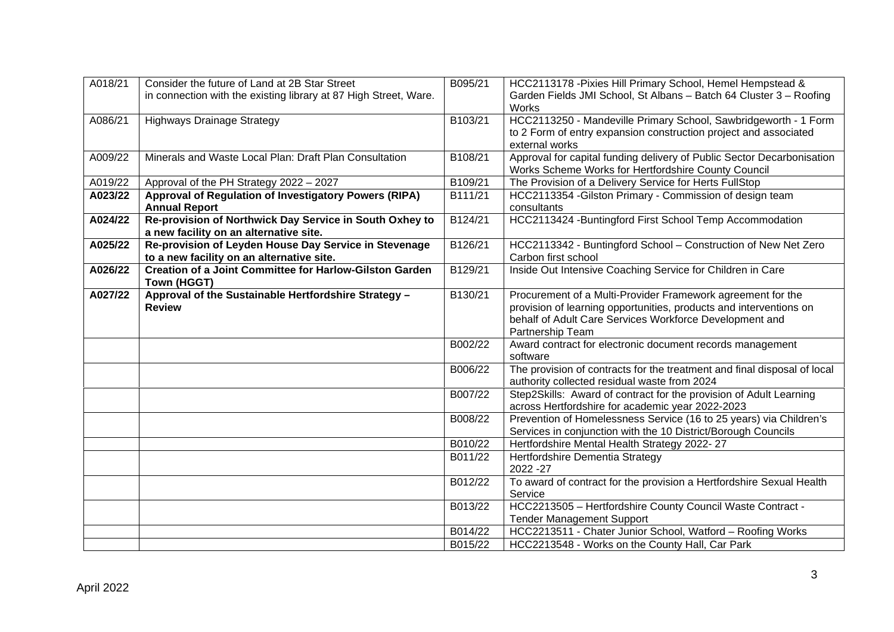| | | | |
|---|---|---|---|
| A018/21 | Consider the future of Land at 2B Star Street in connection with the existing library at 87 High Street, Ware. | B095/21 | HCC2113178 -Pixies Hill Primary School, Hemel Hempstead & Garden Fields JMI School, St Albans – Batch 64 Cluster 3 – Roofing Works |
| A086/21 | Highways Drainage Strategy | B103/21 | HCC2113250 - Mandeville Primary School, Sawbridgeworth - 1 Form to 2 Form of entry expansion construction project and associated external works |
| A009/22 | Minerals and Waste Local Plan: Draft Plan Consultation | B108/21 | Approval for capital funding delivery of Public Sector Decarbonisation Works Scheme Works for Hertfordshire County Council |
| A019/22 | Approval of the PH Strategy 2022 – 2027 | B109/21 | The Provision of a Delivery Service for Herts FullStop |
| **A023/22** | **Approval of Regulation of Investigatory Powers (RIPA) Annual Report** | B111/21 | HCC2113354 -Gilston Primary - Commission of design team consultants |
| **A024/22** | **Re-provision of Northwick Day Service in South Oxhey to a new facility on an alternative site.** | B124/21 | HCC2113424 -Buntingford First School Temp Accommodation |
| **A025/22** | **Re-provision of Leyden House Day Service in Stevenage to a new facility on an alternative site.** | B126/21 | HCC2113342 - Buntingford School – Construction of New Net Zero Carbon first school |
| **A026/22** | **Creation of a Joint Committee for Harlow-Gilston Garden Town (HGGT)** | B129/21 | Inside Out Intensive Coaching Service for Children in Care |
| **A027/22** | **Approval of the Sustainable Hertfordshire Strategy – Review** | B130/21 | Procurement of a Multi-Provider Framework agreement for the provision of learning opportunities, products and interventions on behalf of Adult Care Services Workforce Development and Partnership Team |
| | | B002/22 | Award contract for electronic document records management software |
| | | B006/22 | The provision of contracts for the treatment and final disposal of local authority collected residual waste from 2024 |
| | | B007/22 | Step2Skills: Award of contract for the provision of Adult Learning across Hertfordshire for academic year 2022-2023 |
| | | B008/22 | Prevention of Homelessness Service (16 to 25 years) via Children's Services in conjunction with the 10 District/Borough Councils |
| | | B010/22 | Hertfordshire Mental Health Strategy 2022- 27 |
| | | B011/22 | Hertfordshire Dementia Strategy 2022 -27 |
| | | B012/22 | To award of contract for the provision a Hertfordshire Sexual Health Service |
| | | B013/22 | HCC2213505 – Hertfordshire County Council Waste Contract - Tender Management Support |
| | | B014/22 | HCC2213511 - Chater Junior School, Watford – Roofing Works |
| | | B015/22 | HCC2213548 - Works on the County Hall, Car Park |

April 2022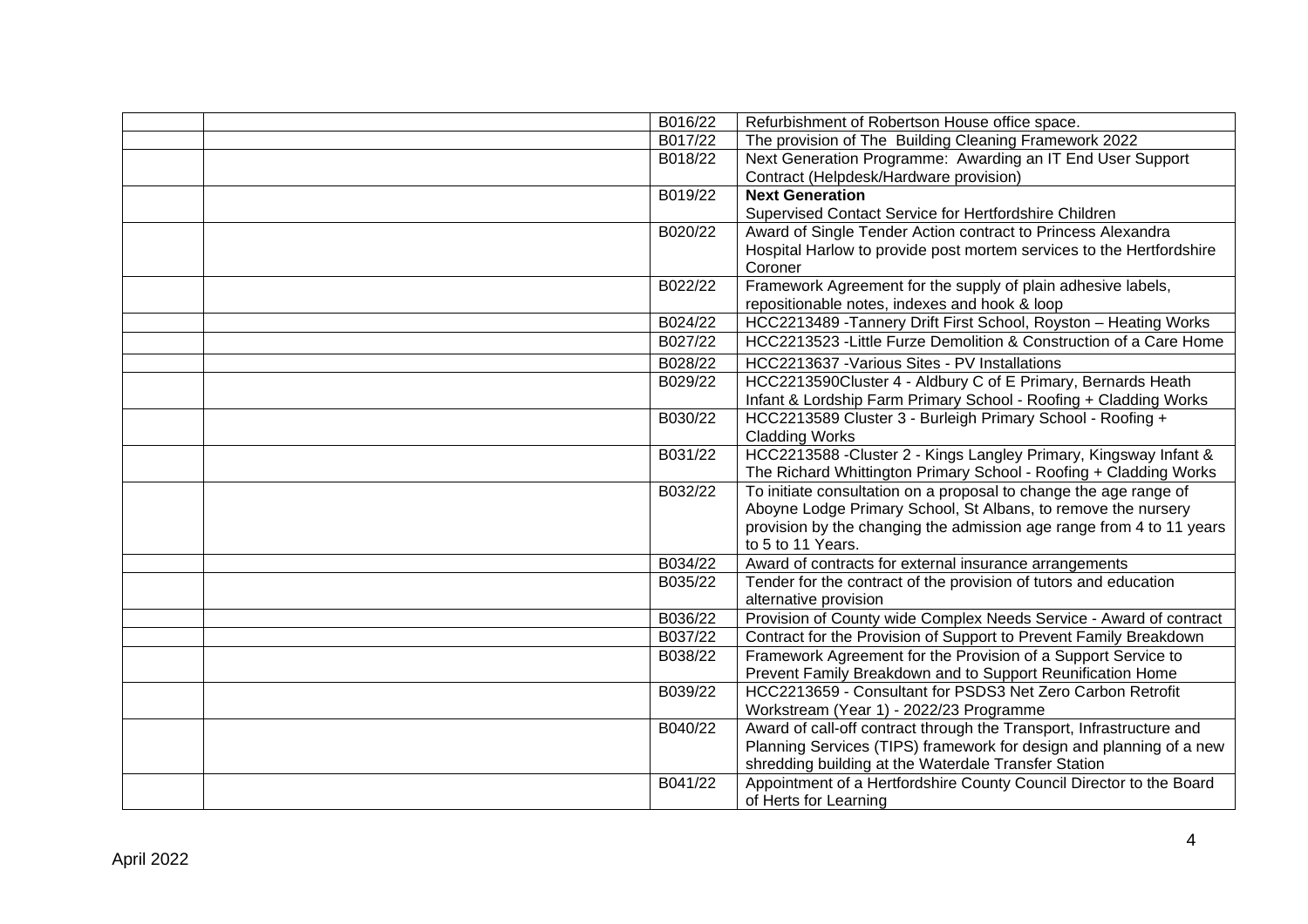| | | | |
|---|---|---|---|
| | | B016/22 | Refurbishment of Robertson House office space. |
| | | B017/22 | The provision of The Building Cleaning Framework 2022 |
| | | B018/22 | Next Generation Programme: Awarding an IT End User Support Contract (Helpdesk/Hardware provision) |
| | | B019/22 | **Next Generation** Supervised Contact Service for Hertfordshire Children |
| | | B020/22 | Award of Single Tender Action contract to Princess Alexandra Hospital Harlow to provide post mortem services to the Hertfordshire Coroner |
| | | B022/22 | Framework Agreement for the supply of plain adhesive labels, repositionable notes, indexes and hook & loop |
| | | B024/22 | HCC2213489 -Tannery Drift First School, Royston – Heating Works |
| | | B027/22 | HCC2213523 -Little Furze Demolition & Construction of a Care Home |
| | | B028/22 | HCC2213637 -Various Sites - PV Installations |
| | | B029/22 | HCC2213590Cluster 4 - Aldbury C of E Primary, Bernards Heath Infant & Lordship Farm Primary School - Roofing + Cladding Works |
| | | B030/22 | HCC2213589 Cluster 3 - Burleigh Primary School - Roofing + Cladding Works |
| | | B031/22 | HCC2213588 -Cluster 2 - Kings Langley Primary, Kingsway Infant & The Richard Whittington Primary School - Roofing + Cladding Works |
| | | B032/22 | To initiate consultation on a proposal to change the age range of Aboyne Lodge Primary School, St Albans, to remove the nursery provision by the changing the admission age range from 4 to 11 years to 5 to 11 Years. |
| | | B034/22 | Award of contracts for external insurance arrangements |
| | | B035/22 | Tender for the contract of the provision of tutors and education alternative provision |
| | | B036/22 | Provision of County wide Complex Needs Service - Award of contract |
| | | B037/22 | Contract for the Provision of Support to Prevent Family Breakdown |
| | | B038/22 | Framework Agreement for the Provision of a Support Service to Prevent Family Breakdown and to Support Reunification Home |
| | | B039/22 | HCC2213659 - Consultant for PSDS3 Net Zero Carbon Retrofit Workstream (Year 1) - 2022/23 Programme |
| | | B040/22 | Award of call-off contract through the Transport, Infrastructure and Planning Services (TIPS) framework for design and planning of a new shredding building at the Waterdale Transfer Station |
| | | B041/22 | Appointment of a Hertfordshire County Council Director to the Board of Herts for Learning |

April 2022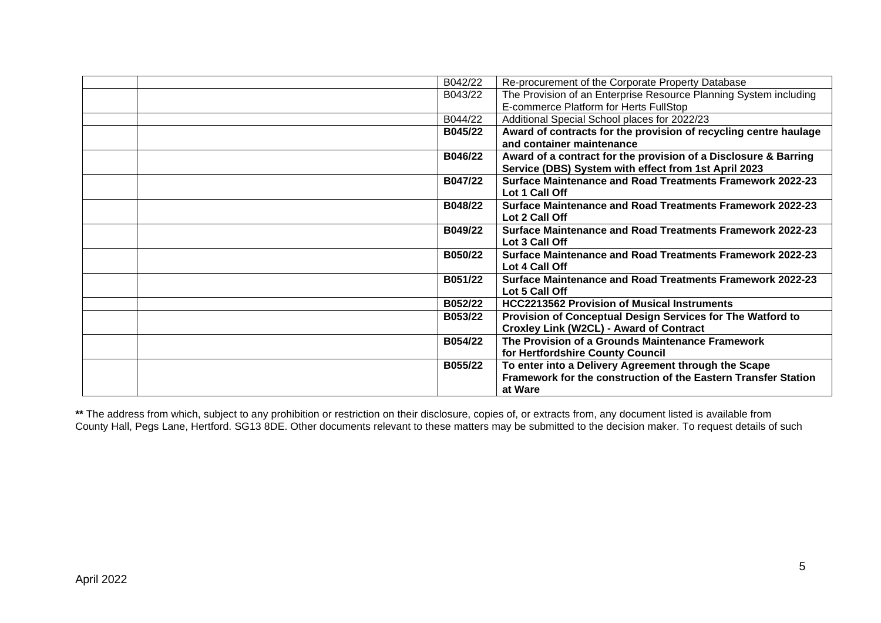| | | | |
|---|---|---|---|
| | | B042/22 | Re-procurement of the Corporate Property Database |
| | | B043/22 | The Provision of an Enterprise Resource Planning System including E-commerce Platform for Herts FullStop |
| | | B044/22 | Additional Special School places for 2022/23 |
| | | **B045/22** | **Award of contracts for the provision of recycling centre haulage and container maintenance** |
| | | **B046/22** | **Award of a contract for the provision of a Disclosure & Barring Service (DBS) System with effect from 1st April 2023** |
| | | **B047/22** | **Surface Maintenance and Road Treatments Framework 2022-23 Lot 1 Call Off** |
| | | **B048/22** | **Surface Maintenance and Road Treatments Framework 2022-23 Lot 2 Call Off** |
| | | **B049/22** | **Surface Maintenance and Road Treatments Framework 2022-23 Lot 3 Call Off** |
| | | **B050/22** | **Surface Maintenance and Road Treatments Framework 2022-23 Lot 4 Call Off** |
| | | **B051/22** | **Surface Maintenance and Road Treatments Framework 2022-23 Lot 5 Call Off** |
| | | **B052/22** | **HCC2213562 Provision of Musical Instruments** |
| | | **B053/22** | **Provision of Conceptual Design Services for The Watford to Croxley Link (W2CL) - Award of Contract** |
| | | **B054/22** | **The Provision of a Grounds Maintenance Framework for Hertfordshire County Council** |
| | | **B055/22** | **To enter into a Delivery Agreement through the Scape Framework for the construction of the Eastern Transfer Station at Ware** |

**\*\*** The address from which, subject to any prohibition or restriction on their disclosure, copies of, or extracts from, any document listed is available from County Hall, Pegs Lane, Hertford. SG13 8DE. Other documents relevant to these matters may be submitted to the decision maker. To request details of such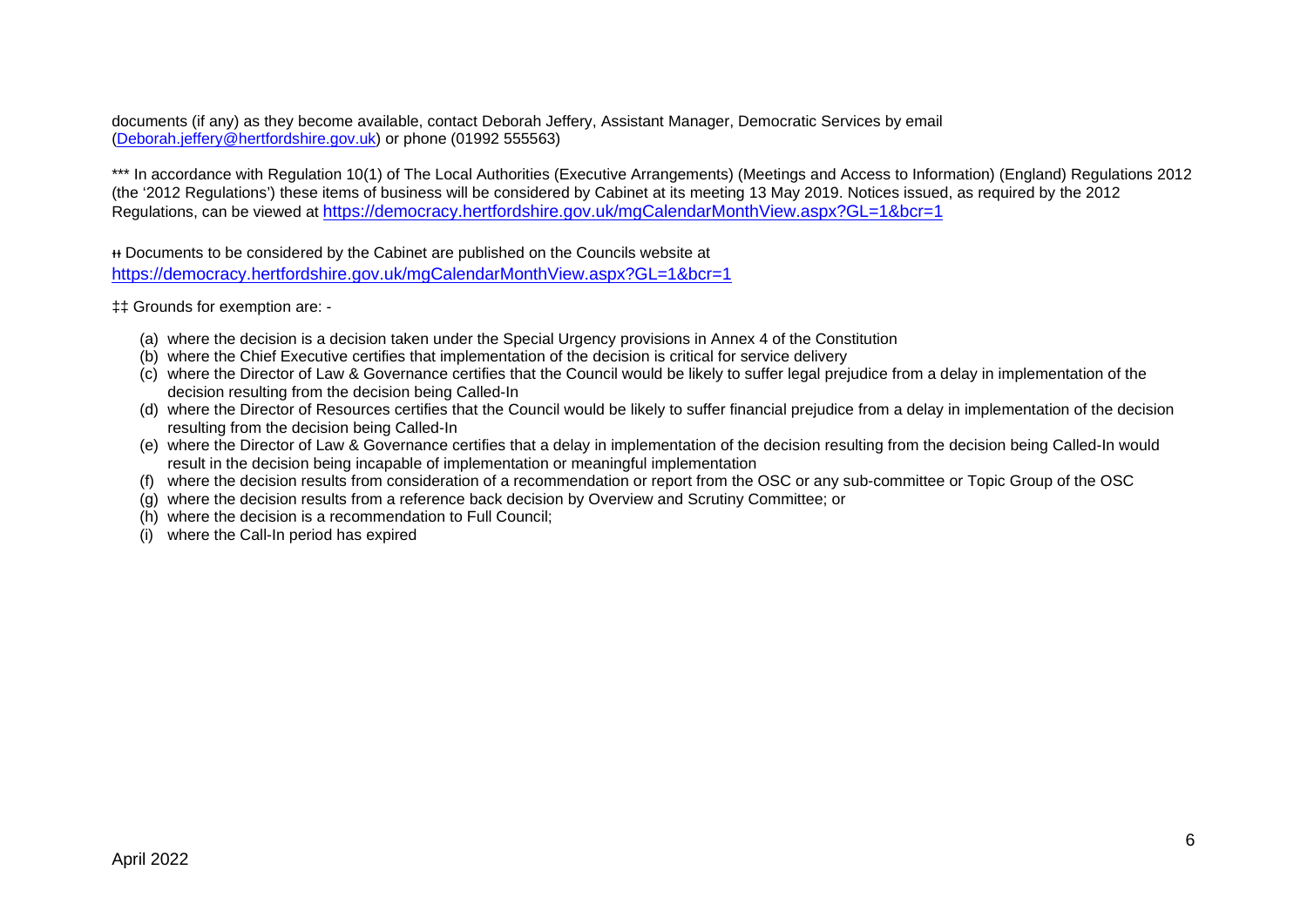documents (if any) as they become available, contact Deborah Jeffery, Assistant Manager, Democratic Services by email (Deborah.jeffery@hertfordshire.gov.uk) or phone (01992 555563)

*** In accordance with Regulation 10(1) of The Local Authorities (Executive Arrangements) (Meetings and Access to Information) (England) Regulations 2012 (the '2012 Regulations') these items of business will be considered by Cabinet at its meeting 13 May 2019. Notices issued, as required by the 2012 Regulations, can be viewed at https://democracy.hertfordshire.gov.uk/mgCalendarMonthView.aspx?GL=1&bcr=1

ᵻᵻ Documents to be considered by the Cabinet are published on the Councils website at https://democracy.hertfordshire.gov.uk/mgCalendarMonthView.aspx?GL=1&bcr=1

‡‡ Grounds for exemption are: -

(a) where the decision is a decision taken under the Special Urgency provisions in Annex 4 of the Constitution
(b) where the Chief Executive certifies that implementation of the decision is critical for service delivery
(c) where the Director of Law & Governance certifies that the Council would be likely to suffer legal prejudice from a delay in implementation of the decision resulting from the decision being Called-In
(d) where the Director of Resources certifies that the Council would be likely to suffer financial prejudice from a delay in implementation of the decision resulting from the decision being Called-In
(e) where the Director of Law & Governance certifies that a delay in implementation of the decision resulting from the decision being Called-In would result in the decision being incapable of implementation or meaningful implementation
(f) where the decision results from consideration of a recommendation or report from the OSC or any sub-committee or Topic Group of the OSC
(g) where the decision results from a reference back decision by Overview and Scrutiny Committee; or
(h) where the decision is a recommendation to Full Council;
(i) where the Call-In period has expired

April 2022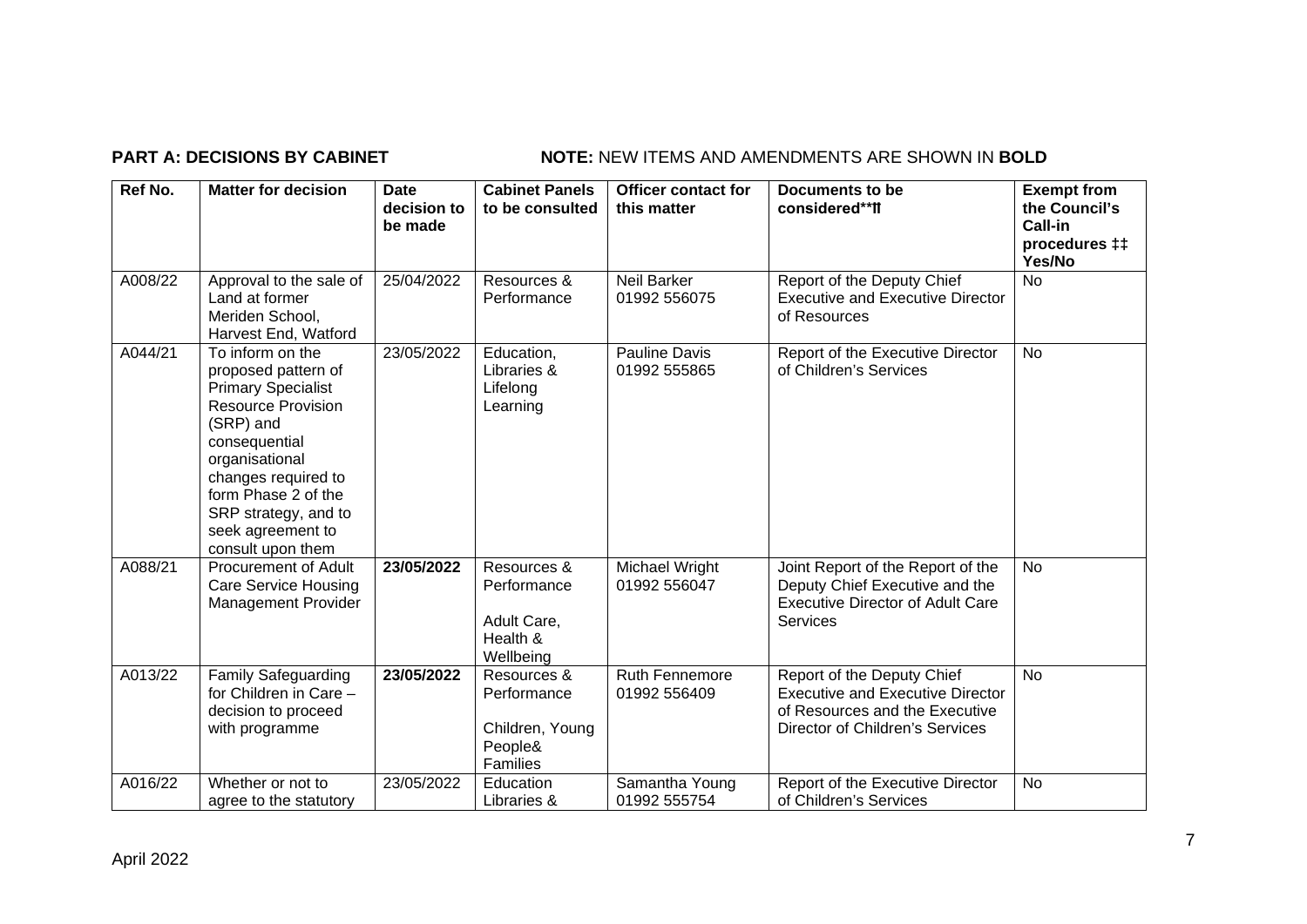**PART A: DECISIONS BY CABINET** **NOTE:** NEW ITEMS AND AMENDMENTS ARE SHOWN IN **BOLD**

| Ref No. | Matter for decision | Date decision to be made | Cabinet Panels to be consulted | Officer contact for this matter | Documents to be considered**⥮ | Exempt from the Council's Call-in procedures ‡‡ Yes/No |
|---|---|---|---|---|---|---|
| A008/22 | Approval to the sale of Land at former Meriden School, Harvest End, Watford | 25/04/2022 | Resources & Performance | Neil Barker 01992 556075 | Report of the Deputy Chief Executive and Executive Director of Resources | No |
| A044/21 | To inform on the proposed pattern of Primary Specialist Resource Provision (SRP) and consequential organisational changes required to form Phase 2 of the SRP strategy, and to seek agreement to consult upon them | 23/05/2022 | Education, Libraries & Lifelong Learning | Pauline Davis 01992 555865 | Report of the Executive Director of Children's Services | No |
| A088/21 | Procurement of Adult Care Service Housing Management Provider | **23/05/2022** | Resources & Performance<br><br>Adult Care, Health & Wellbeing | Michael Wright 01992 556047 | Joint Report of the Report of the Deputy Chief Executive and the Executive Director of Adult Care Services | No |
| A013/22 | Family Safeguarding for Children in Care – decision to proceed with programme | **23/05/2022** | Resources & Performance<br><br>Children, Young People& Families | Ruth Fennemore 01992 556409 | Report of the Deputy Chief Executive and Executive Director of Resources and the Executive Director of Children's Services | No |
| A016/22 | Whether or not to agree to the statutory | 23/05/2022 | Education Libraries & | Samantha Young 01992 555754 | Report of the Executive Director of Children's Services | No |

April 2022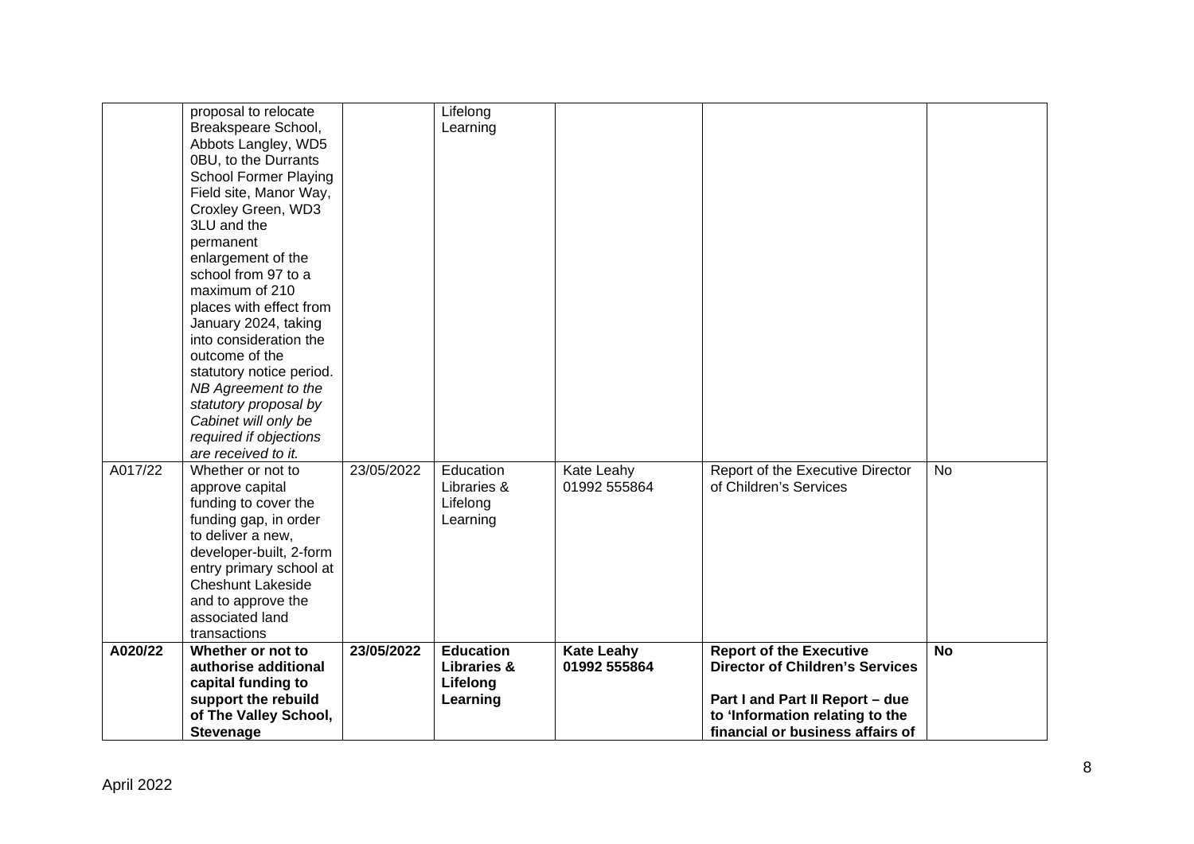| | | | | | | |
|---|---|---|---|---|---|---|
| | proposal to relocate Breakspeare School, Abbots Langley, WD5 0BU, to the Durrants School Former Playing Field site, Manor Way, Croxley Green, WD3 3LU and the permanent enlargement of the school from 97 to a maximum of 210 places with effect from January 2024, taking into consideration the outcome of the statutory notice period. *NB Agreement to the statutory proposal by Cabinet will only be required if objections are received to it.* | | Lifelong Learning | | | |
| A017/22 | Whether or not to approve capital funding to cover the funding gap, in order to deliver a new, developer-built, 2-form entry primary school at Cheshunt Lakeside and to approve the associated land transactions | 23/05/2022 | Education Libraries & Lifelong Learning | Kate Leahy 01992 555864 | Report of the Executive Director of Children's Services | No |
| **A020/22** | **Whether or not to authorise additional capital funding to support the rebuild of The Valley School, Stevenage** | **23/05/2022** | **Education Libraries & Lifelong Learning** | **Kate Leahy 01992 555864** | **Report of the Executive Director of Children's Services**<br><br>**Part I and Part II Report – due to 'Information relating to the financial or business affairs of** | **No** |

April 2022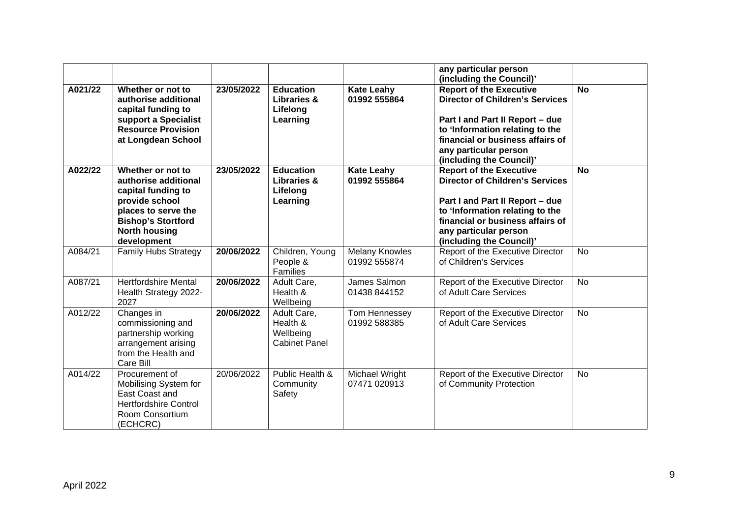| | | | | | any particular person (including the Council)' | |
|---|---|---|---|---|---|---|
| **A021/22** | **Whether or not to authorise additional capital funding to support a Specialist Resource Provision at Longdean School** | **23/05/2022** | **Education Libraries & Lifelong Learning** | **Kate Leahy 01992 555864** | **Report of the Executive Director of Children's Services**<br><br>**Part I and Part II Report – due to 'Information relating to the financial or business affairs of any particular person (including the Council)'** | **No** |
| **A022/22** | **Whether or not to authorise additional capital funding to provide school places to serve the Bishop's Stortford North housing development** | **23/05/2022** | **Education Libraries & Lifelong Learning** | **Kate Leahy 01992 555864** | **Report of the Executive Director of Children's Services**<br><br>**Part I and Part II Report – due to 'Information relating to the financial or business affairs of any particular person (including the Council)'** | **No** |
| A084/21 | Family Hubs Strategy | **20/06/2022** | Children, Young People & Families | Melany Knowles 01992 555874 | Report of the Executive Director of Children's Services | No |
| A087/21 | Hertfordshire Mental Health Strategy 2022-2027 | **20/06/2022** | Adult Care, Health & Wellbeing | James Salmon 01438 844152 | Report of the Executive Director of Adult Care Services | No |
| A012/22 | Changes in commissioning and partnership working arrangement arising from the Health and Care Bill | **20/06/2022** | Adult Care, Health & Wellbeing Cabinet Panel | Tom Hennessey 01992 588385 | Report of the Executive Director of Adult Care Services | No |
| A014/22 | Procurement of Mobilising System for East Coast and Hertfordshire Control Room Consortium (ECHCRC) | 20/06/2022 | Public Health & Community Safety | Michael Wright 07471 020913 | Report of the Executive Director of Community Protection | No |

April 2022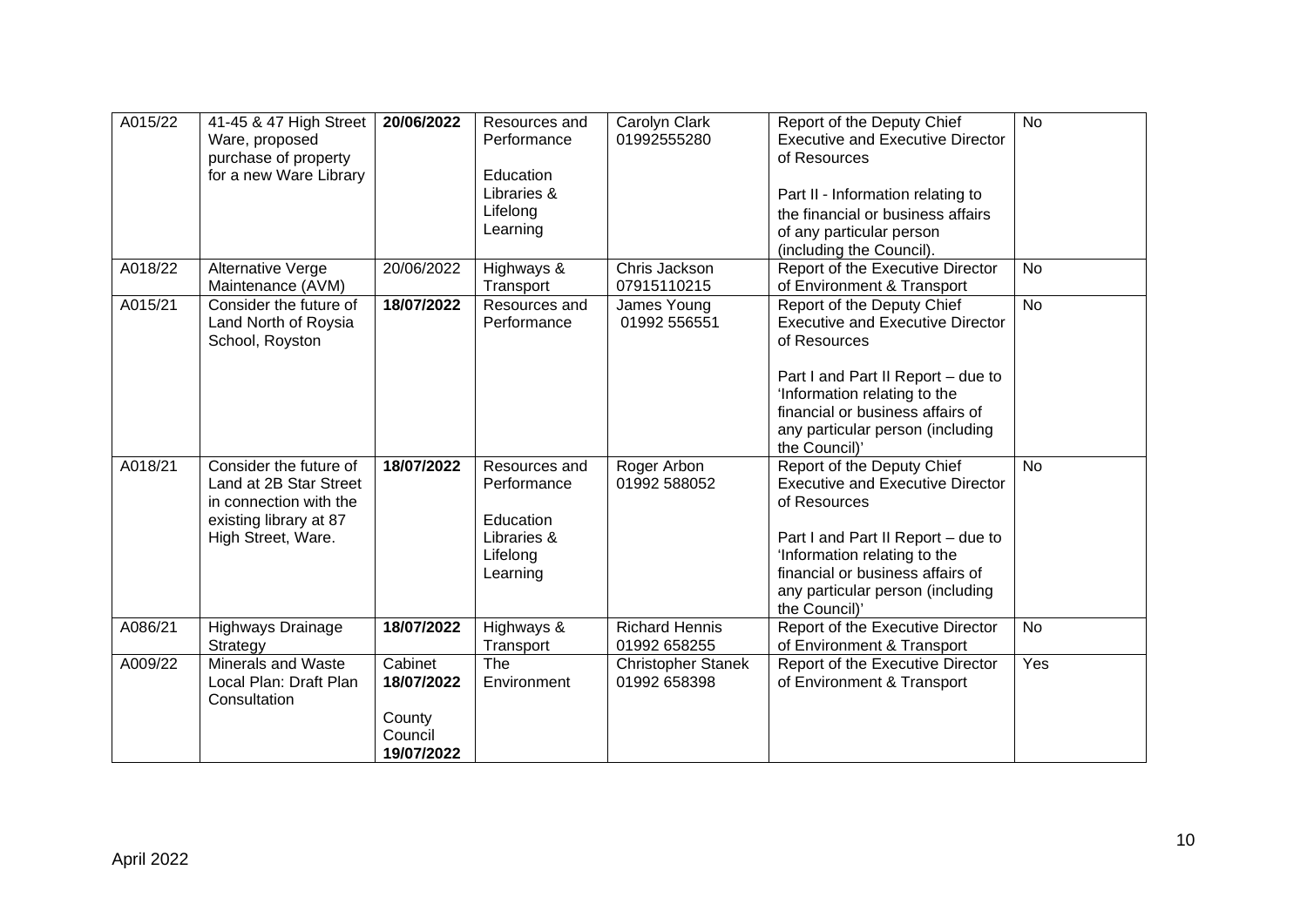| A015/22 | 41-45 & 47 High Street Ware, proposed purchase of property for a new Ware Library | **20/06/2022** | Resources and Performance<br><br>Education Libraries & Lifelong Learning | Carolyn Clark 01992555280 | Report of the Deputy Chief Executive and Executive Director of Resources<br><br>Part II - Information relating to the financial or business affairs of any particular person (including the Council). | No |
|---|---|---|---|---|---|---|
| A018/22 | Alternative Verge Maintenance (AVM) | 20/06/2022 | Highways & Transport | Chris Jackson 07915110215 | Report of the Executive Director of Environment & Transport | No |
| A015/21 | Consider the future of Land North of Roysia School, Royston | **18/07/2022** | Resources and Performance | James Young 01992 556551 | Report of the Deputy Chief Executive and Executive Director of Resources<br><br>Part I and Part II Report – due to 'Information relating to the financial or business affairs of any particular person (including the Council)' | No |
| A018/21 | Consider the future of Land at 2B Star Street in connection with the existing library at 87 High Street, Ware. | **18/07/2022** | Resources and Performance<br><br>Education Libraries & Lifelong Learning | Roger Arbon 01992 588052 | Report of the Deputy Chief Executive and Executive Director of Resources<br><br>Part I and Part II Report – due to 'Information relating to the financial or business affairs of any particular person (including the Council)' | No |
| A086/21 | Highways Drainage Strategy | **18/07/2022** | Highways & Transport | Richard Hennis 01992 658255 | Report of the Executive Director of Environment & Transport | No |
| A009/22 | Minerals and Waste Local Plan: Draft Plan Consultation | Cabinet **18/07/2022**<br><br>County Council **19/07/2022** | The Environment | Christopher Stanek 01992 658398 | Report of the Executive Director of Environment & Transport | Yes |

April 2022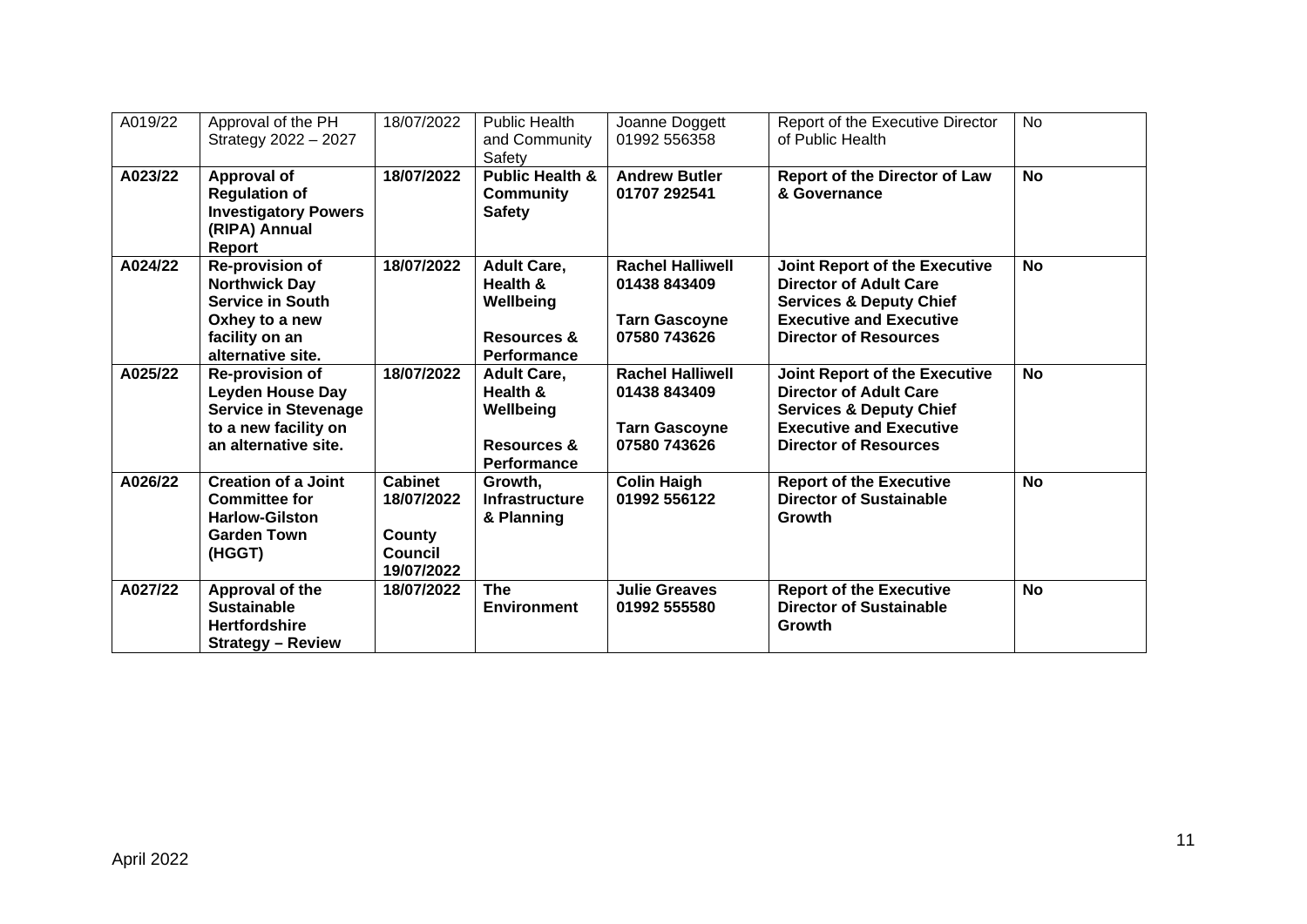| A019/22 | Approval of the PH Strategy 2022 – 2027 | 18/07/2022 | Public Health and Community Safety | Joanne Doggett 01992 556358 | Report of the Executive Director of Public Health | No |
|---|---|---|---|---|---|---|
| **A023/22** | **Approval of Regulation of Investigatory Powers (RIPA) Annual Report** | **18/07/2022** | **Public Health & Community Safety** | **Andrew Butler 01707 292541** | **Report of the Director of Law & Governance** | **No** |
| **A024/22** | **Re-provision of Northwick Day Service in South Oxhey to a new facility on an alternative site.** | **18/07/2022** | **Adult Care, Health & Wellbeing**<br><br>**Resources & Performance** | **Rachel Halliwell 01438 843409**<br><br>**Tarn Gascoyne 07580 743626** | **Joint Report of the Executive Director of Adult Care Services & Deputy Chief Executive and Executive Director of Resources** | **No** |
| **A025/22** | **Re-provision of Leyden House Day Service in Stevenage to a new facility on an alternative site.** | **18/07/2022** | **Adult Care, Health & Wellbeing**<br><br>**Resources & Performance** | **Rachel Halliwell 01438 843409**<br><br>**Tarn Gascoyne 07580 743626** | **Joint Report of the Executive Director of Adult Care Services & Deputy Chief Executive and Executive Director of Resources** | **No** |
| **A026/22** | **Creation of a Joint Committee for Harlow-Gilston Garden Town (HGGT)** | **Cabinet 18/07/2022**<br><br>**County Council 19/07/2022** | **Growth, Infrastructure & Planning** | **Colin Haigh 01992 556122** | **Report of the Executive Director of Sustainable Growth** | **No** |
| **A027/22** | **Approval of the Sustainable Hertfordshire Strategy – Review** | **18/07/2022** | **The Environment** | **Julie Greaves 01992 555580** | **Report of the Executive Director of Sustainable Growth** | **No** |

April 2022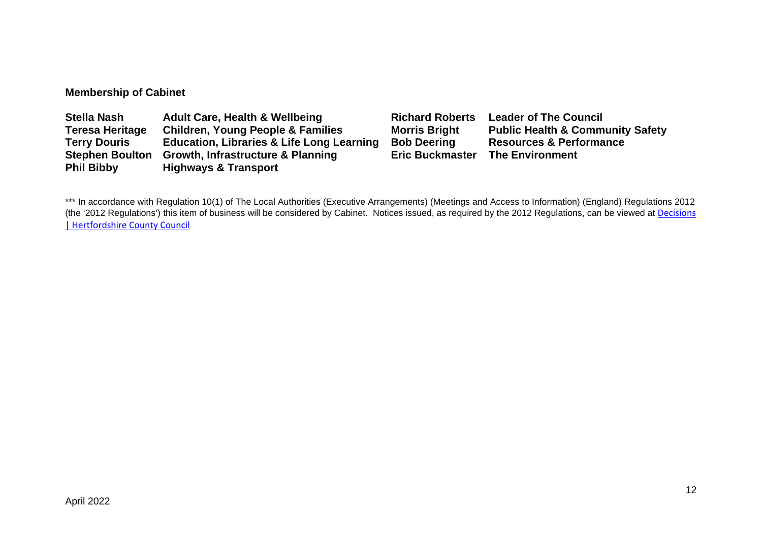**Membership of Cabinet**

| | | | |
|---|---|---|---|
| **Stella Nash** | **Adult Care, Health & Wellbeing** | **Richard Roberts** | **Leader of The Council** |
| **Teresa Heritage** | **Children, Young People & Families** | **Morris Bright** | **Public Health & Community Safety** |
| **Terry Douris** | **Education, Libraries & Life Long Learning** | **Bob Deering** | **Resources & Performance** |
| **Stephen Boulton** | **Growth, Infrastructure & Planning** | **Eric Buckmaster** | **The Environment** |
| **Phil Bibby** | **Highways & Transport** | | |

*** In accordance with Regulation 10(1) of The Local Authorities (Executive Arrangements) (Meetings and Access to Information) (England) Regulations 2012 (the '2012 Regulations') this item of business will be considered by Cabinet. Notices issued, as required by the 2012 Regulations, can be viewed at [Decisions | Hertfordshire County Council]

April 2022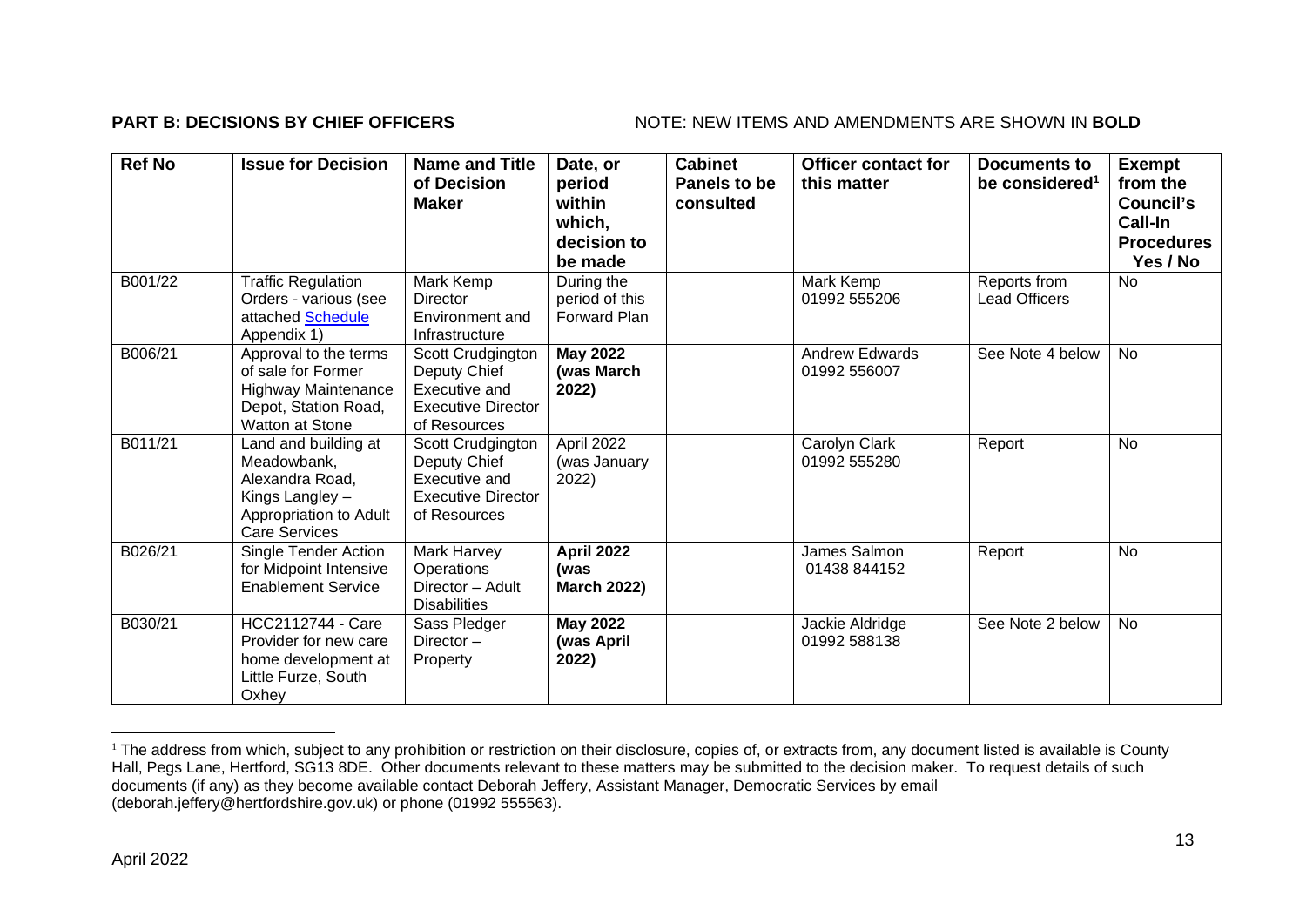**PART B: DECISIONS BY CHIEF OFFICERS** NOTE: NEW ITEMS AND AMENDMENTS ARE SHOWN IN **BOLD**

| Ref No | Issue for Decision | Name and Title of Decision Maker | Date, or period within which, decision to be made | Cabinet Panels to be consulted | Officer contact for this matter | Documents to be considered[1] | Exempt from the Council's Call-In Procedures Yes / No |
|---|---|---|---|---|---|---|---|
| B001/22 | Traffic Regulation Orders - various (see attached Schedule Appendix 1) | Mark Kemp Director Environment and Infrastructure | During the period of this Forward Plan | | Mark Kemp 01992 555206 | Reports from Lead Officers | No |
| B006/21 | Approval to the terms of sale for Former Highway Maintenance Depot, Station Road, Watton at Stone | Scott Crudgington Deputy Chief Executive and Executive Director of Resources | **May 2022 (was March 2022)** | | Andrew Edwards 01992 556007 | See Note 4 below | No |
| B011/21 | Land and building at Meadowbank, Alexandra Road, Kings Langley – Appropriation to Adult Care Services | Scott Crudgington Deputy Chief Executive and Executive Director of Resources | April 2022 (was January 2022) | | Carolyn Clark 01992 555280 | Report | No |
| B026/21 | Single Tender Action for Midpoint Intensive Enablement Service | Mark Harvey Operations Director – Adult Disabilities | **April 2022 (was March 2022)** | | James Salmon 01438 844152 | Report | No |
| B030/21 | HCC2112744 - Care Provider for new care home development at Little Furze, South Oxhey | Sass Pledger Director – Property | **May 2022 (was April 2022)** | | Jackie Aldridge 01992 588138 | See Note 2 below | No |

[1] The address from which, subject to any prohibition or restriction on their disclosure, copies of, or extracts from, any document listed is available is County Hall, Pegs Lane, Hertford, SG13 8DE. Other documents relevant to these matters may be submitted to the decision maker. To request details of such documents (if any) as they become available contact Deborah Jeffery, Assistant Manager, Democratic Services by email (deborah.jeffery@hertfordshire.gov.uk) or phone (01992 555563).

April 2022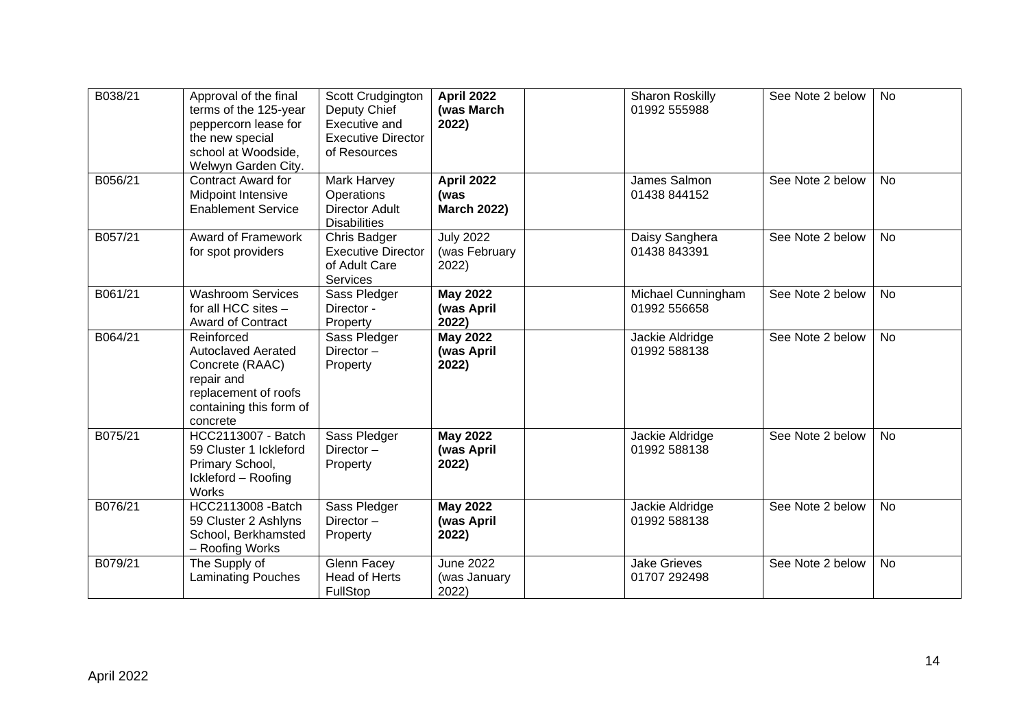| B038/21 | Approval of the final terms of the 125-year peppercorn lease for the new special school at Woodside, Welwyn Garden City. | Scott Crudgington Deputy Chief Executive and Executive Director of Resources | **April 2022 (was March 2022)** | | Sharon Roskilly 01992 555988 | See Note 2 below | No |
|---|---|---|---|---|---|---|---|
| B056/21 | Contract Award for Midpoint Intensive Enablement Service | Mark Harvey Operations Director Adult Disabilities | **April 2022 (was March 2022)** | | James Salmon 01438 844152 | See Note 2 below | No |
| B057/21 | Award of Framework for spot providers | Chris Badger Executive Director of Adult Care Services | July 2022 (was February 2022) | | Daisy Sanghera 01438 843391 | See Note 2 below | No |
| B061/21 | Washroom Services for all HCC sites – Award of Contract | Sass Pledger Director - Property | **May 2022 (was April 2022)** | | Michael Cunningham 01992 556658 | See Note 2 below | No |
| B064/21 | Reinforced Autoclaved Aerated Concrete (RAAC) repair and replacement of roofs containing this form of concrete | Sass Pledger Director – Property | **May 2022 (was April 2022)** | | Jackie Aldridge 01992 588138 | See Note 2 below | No |
| B075/21 | HCC2113007 - Batch 59 Cluster 1 Ickleford Primary School, Ickleford – Roofing Works | Sass Pledger Director – Property | **May 2022 (was April 2022)** | | Jackie Aldridge 01992 588138 | See Note 2 below | No |
| B076/21 | HCC2113008 -Batch 59 Cluster 2 Ashlyns School, Berkhamsted – Roofing Works | Sass Pledger Director – Property | **May 2022 (was April 2022)** | | Jackie Aldridge 01992 588138 | See Note 2 below | No |
| B079/21 | The Supply of Laminating Pouches | Glenn Facey Head of Herts FullStop | June 2022 (was January 2022) | | Jake Grieves 01707 292498 | See Note 2 below | No |

April 2022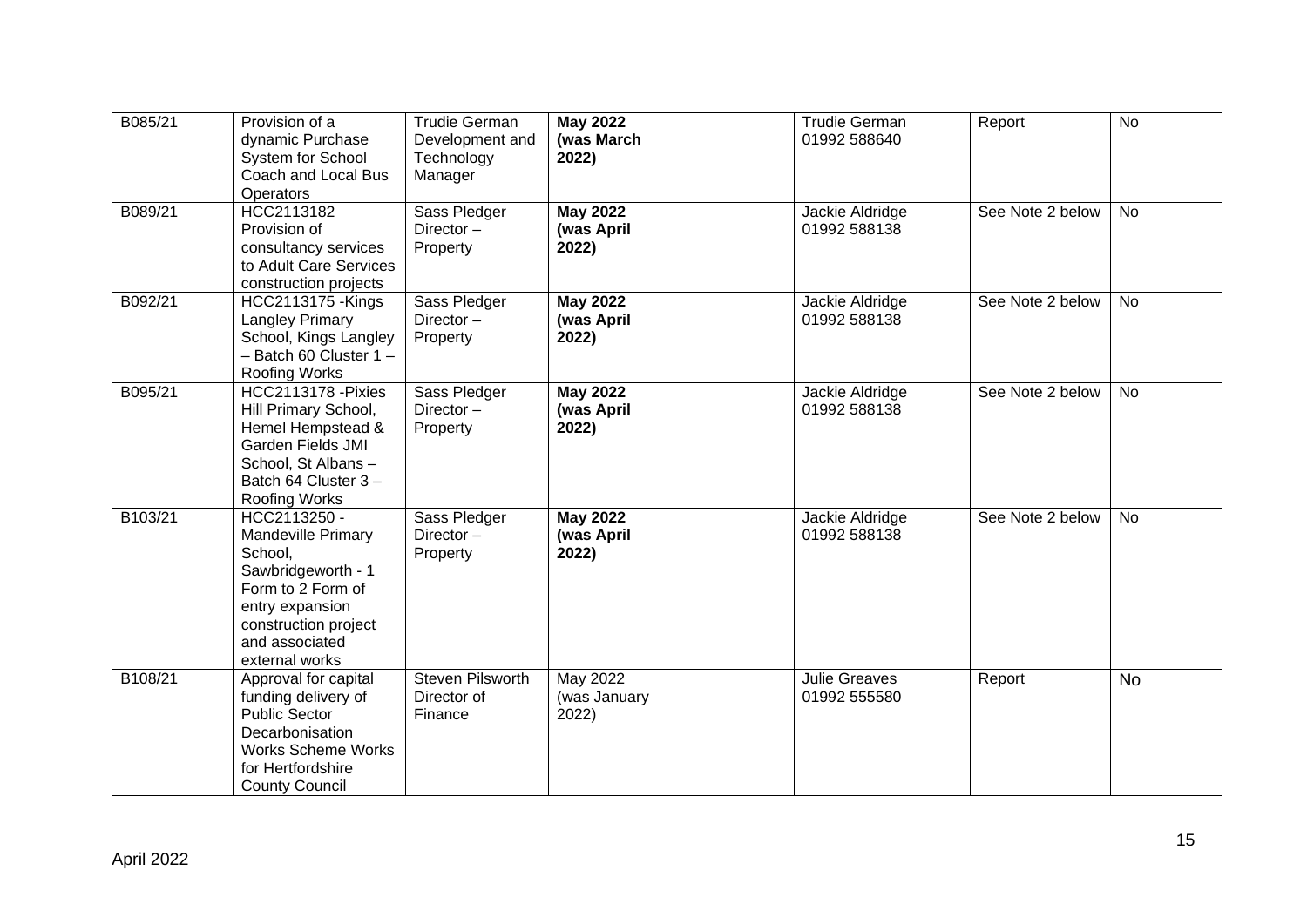| B085/21 | Provision of a dynamic Purchase System for School Coach and Local Bus Operators | Trudie German Development and Technology Manager | **May 2022 (was March 2022)** | | Trudie German 01992 588640 | Report | No |
|---|---|---|---|---|---|---|---|
| B089/21 | HCC2113182 Provision of consultancy services to Adult Care Services construction projects | Sass Pledger Director – Property | **May 2022 (was April 2022)** | | Jackie Aldridge 01992 588138 | See Note 2 below | No |
| B092/21 | HCC2113175 -Kings Langley Primary School, Kings Langley – Batch 60 Cluster 1 – Roofing Works | Sass Pledger Director – Property | **May 2022 (was April 2022)** | | Jackie Aldridge 01992 588138 | See Note 2 below | No |
| B095/21 | HCC2113178 -Pixies Hill Primary School, Hemel Hempstead & Garden Fields JMI School, St Albans – Batch 64 Cluster 3 – Roofing Works | Sass Pledger Director – Property | **May 2022 (was April 2022)** | | Jackie Aldridge 01992 588138 | See Note 2 below | No |
| B103/21 | HCC2113250 - Mandeville Primary School, Sawbridgeworth - 1 Form to 2 Form of entry expansion construction project and associated external works | Sass Pledger Director – Property | **May 2022 (was April 2022)** | | Jackie Aldridge 01992 588138 | See Note 2 below | No |
| B108/21 | Approval for capital funding delivery of Public Sector Decarbonisation Works Scheme Works for Hertfordshire County Council | Steven Pilsworth Director of Finance | May 2022 (was January 2022) | | Julie Greaves 01992 555580 | Report | No |

April 2022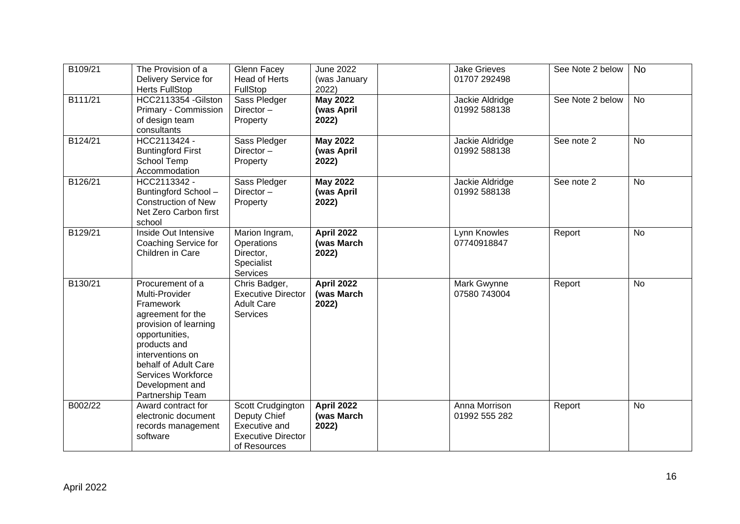| B109/21 | The Provision of a Delivery Service for Herts FullStop | Glenn Facey Head of Herts FullStop | June 2022 (was January 2022) | | Jake Grieves 01707 292498 | See Note 2 below | No |
|---|---|---|---|---|---|---|---|
| B111/21 | HCC2113354 -Gilston Primary - Commission of design team consultants | Sass Pledger Director – Property | **May 2022 (was April 2022)** | | Jackie Aldridge 01992 588138 | See Note 2 below | No |
| B124/21 | HCC2113424 - Buntingford First School Temp Accommodation | Sass Pledger Director – Property | **May 2022 (was April 2022)** | | Jackie Aldridge 01992 588138 | See note 2 | No |
| B126/21 | HCC2113342 - Buntingford School – Construction of New Net Zero Carbon first school | Sass Pledger Director – Property | **May 2022 (was April 2022)** | | Jackie Aldridge 01992 588138 | See note 2 | No |
| B129/21 | Inside Out Intensive Coaching Service for Children in Care | Marion Ingram, Operations Director, Specialist Services | **April 2022 (was March 2022)** | | Lynn Knowles 07740918847 | Report | No |
| B130/21 | Procurement of a Multi-Provider Framework agreement for the provision of learning opportunities, products and interventions on behalf of Adult Care Services Workforce Development and Partnership Team | Chris Badger, Executive Director Adult Care Services | **April 2022 (was March 2022)** | | Mark Gwynne 07580 743004 | Report | No |
| B002/22 | Award contract for electronic document records management software | Scott Crudgington Deputy Chief Executive and Executive Director of Resources | **April 2022 (was March 2022)** | | Anna Morrison 01992 555 282 | Report | No |

April 2022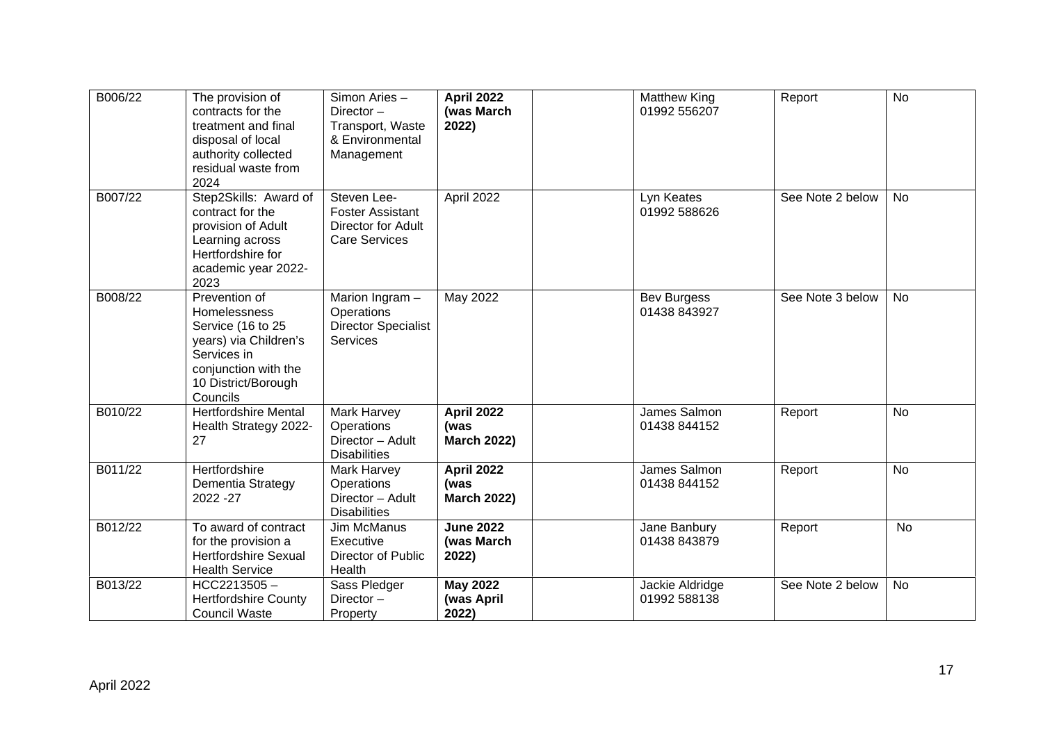| | | | | | | | |
|---|---|---|---|---|---|---|---|
| B006/22 | The provision of contracts for the treatment and final disposal of local authority collected residual waste from 2024 | Simon Aries – Director – Transport, Waste & Environmental Management | **April 2022 (was March 2022)** | | Matthew King 01992 556207 | Report | No |
| B007/22 | Step2Skills: Award of contract for the provision of Adult Learning across Hertfordshire for academic year 2022-2023 | Steven Lee-Foster Assistant Director for Adult Care Services | April 2022 | | Lyn Keates 01992 588626 | See Note 2 below | No |
| B008/22 | Prevention of Homelessness Service (16 to 25 years) via Children's Services in conjunction with the 10 District/Borough Councils | Marion Ingram – Operations Director Specialist Services | May 2022 | | Bev Burgess 01438 843927 | See Note 3 below | No |
| B010/22 | Hertfordshire Mental Health Strategy 2022-27 | Mark Harvey Operations Director – Adult Disabilities | **April 2022 (was March 2022)** | | James Salmon 01438 844152 | Report | No |
| B011/22 | Hertfordshire Dementia Strategy 2022 -27 | Mark Harvey Operations Director – Adult Disabilities | **April 2022 (was March 2022)** | | James Salmon 01438 844152 | Report | No |
| B012/22 | To award of contract for the provision a Hertfordshire Sexual Health Service | Jim McManus Executive Director of Public Health | **June 2022 (was March 2022)** | | Jane Banbury 01438 843879 | Report | No |
| B013/22 | HCC2213505 – Hertfordshire County Council Waste | Sass Pledger Director – Property | **May 2022 (was April 2022)** | | Jackie Aldridge 01992 588138 | See Note 2 below | No |

April 2022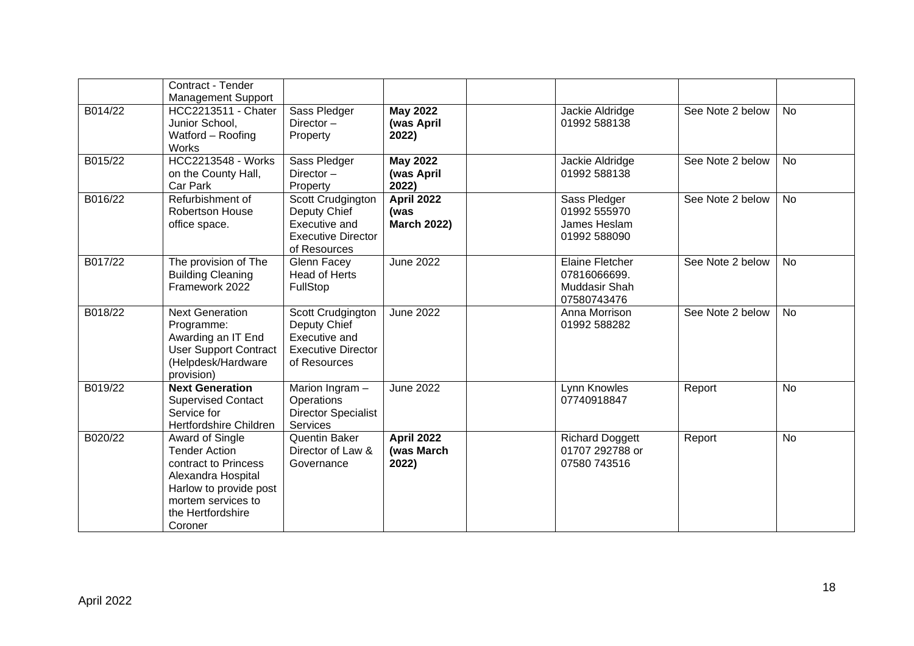| | | | | | | | |
|---|---|---|---|---|---|---|---|
| | Contract - Tender Management Support | | | | | | |
| B014/22 | HCC2213511 - Chater Junior School, Watford – Roofing Works | Sass Pledger Director – Property | **May 2022 (was April 2022)** | | Jackie Aldridge 01992 588138 | See Note 2 below | No |
| B015/22 | HCC2213548 - Works on the County Hall, Car Park | Sass Pledger Director – Property | **May 2022 (was April 2022)** | | Jackie Aldridge 01992 588138 | See Note 2 below | No |
| B016/22 | Refurbishment of Robertson House office space. | Scott Crudgington Deputy Chief Executive and Executive Director of Resources | **April 2022 (was March 2022)** | | Sass Pledger 01992 555970 James Heslam 01992 588090 | See Note 2 below | No |
| B017/22 | The provision of The Building Cleaning Framework 2022 | Glenn Facey Head of Herts FullStop | June 2022 | | Elaine Fletcher 07816066699. Muddasir Shah 07580743476 | See Note 2 below | No |
| B018/22 | Next Generation Programme: Awarding an IT End User Support Contract (Helpdesk/Hardware provision) | Scott Crudgington Deputy Chief Executive and Executive Director of Resources | June 2022 | | Anna Morrison 01992 588282 | See Note 2 below | No |
| B019/22 | **Next Generation** Supervised Contact Service for Hertfordshire Children | Marion Ingram – Operations Director Specialist Services | June 2022 | | Lynn Knowles 07740918847 | Report | No |
| B020/22 | Award of Single Tender Action contract to Princess Alexandra Hospital Harlow to provide post mortem services to the Hertfordshire Coroner | Quentin Baker Director of Law & Governance | **April 2022 (was March 2022)** | | Richard Doggett 01707 292788 or 07580 743516 | Report | No |

April 2022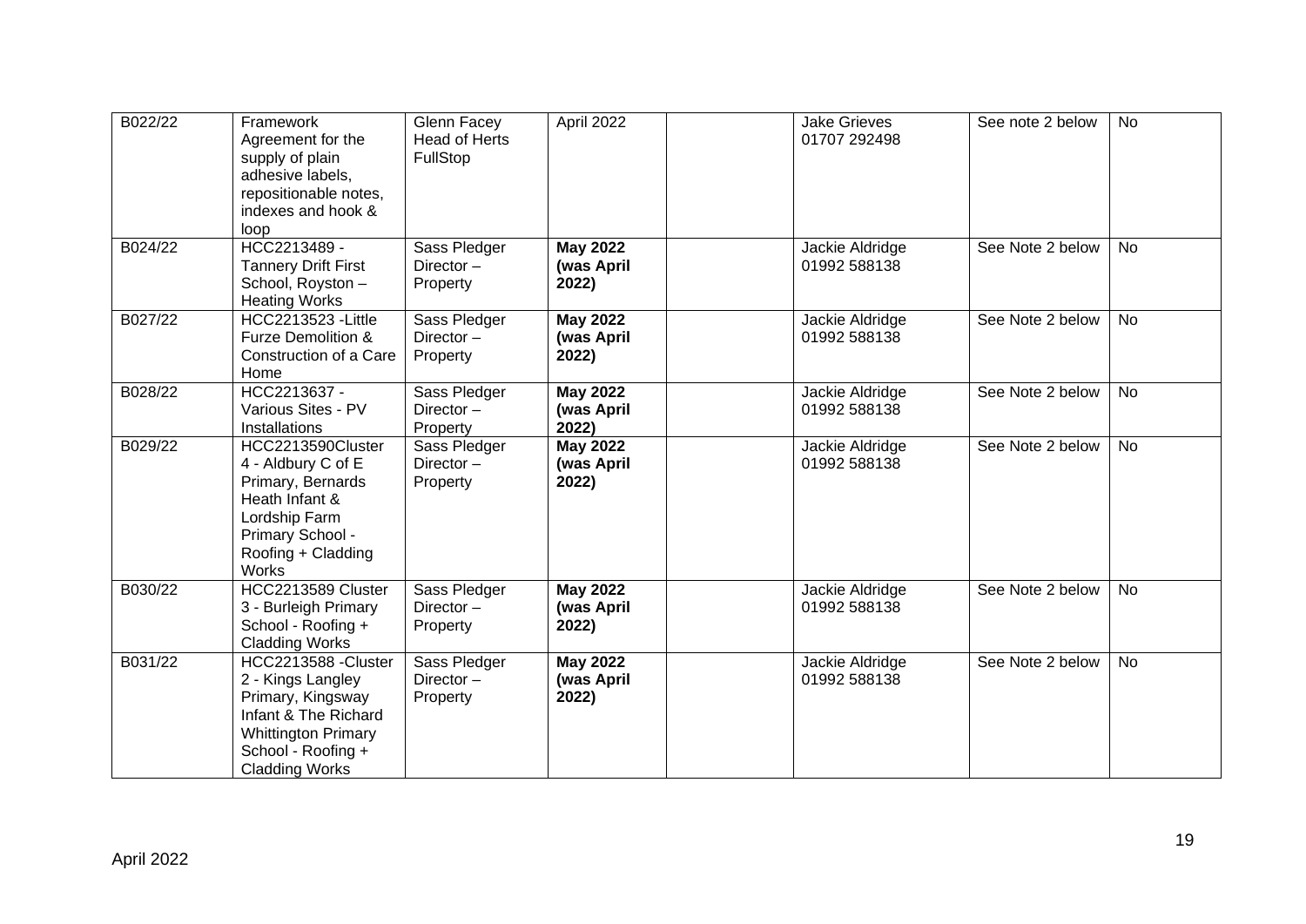| | | | | | | | |
|---|---|---|---|---|---|---|---|
| B022/22 | Framework Agreement for the supply of plain adhesive labels, repositionable notes, indexes and hook & loop | Glenn Facey Head of Herts FullStop | April 2022 | | Jake Grieves 01707 292498 | See note 2 below | No |
| B024/22 | HCC2213489 - Tannery Drift First School, Royston – Heating Works | Sass Pledger Director – Property | **May 2022 (was April 2022)** | | Jackie Aldridge 01992 588138 | See Note 2 below | No |
| B027/22 | HCC2213523 -Little Furze Demolition & Construction of a Care Home | Sass Pledger Director – Property | **May 2022 (was April 2022)** | | Jackie Aldridge 01992 588138 | See Note 2 below | No |
| B028/22 | HCC2213637 - Various Sites - PV Installations | Sass Pledger Director – Property | **May 2022 (was April 2022)** | | Jackie Aldridge 01992 588138 | See Note 2 below | No |
| B029/22 | HCC2213590Cluster 4 - Aldbury C of E Primary, Bernards Heath Infant & Lordship Farm Primary School - Roofing + Cladding Works | Sass Pledger Director – Property | **May 2022 (was April 2022)** | | Jackie Aldridge 01992 588138 | See Note 2 below | No |
| B030/22 | HCC2213589 Cluster 3 - Burleigh Primary School - Roofing + Cladding Works | Sass Pledger Director – Property | **May 2022 (was April 2022)** | | Jackie Aldridge 01992 588138 | See Note 2 below | No |
| B031/22 | HCC2213588 -Cluster 2 - Kings Langley Primary, Kingsway Infant & The Richard Whittington Primary School - Roofing + Cladding Works | Sass Pledger Director – Property | **May 2022 (was April 2022)** | | Jackie Aldridge 01992 588138 | See Note 2 below | No |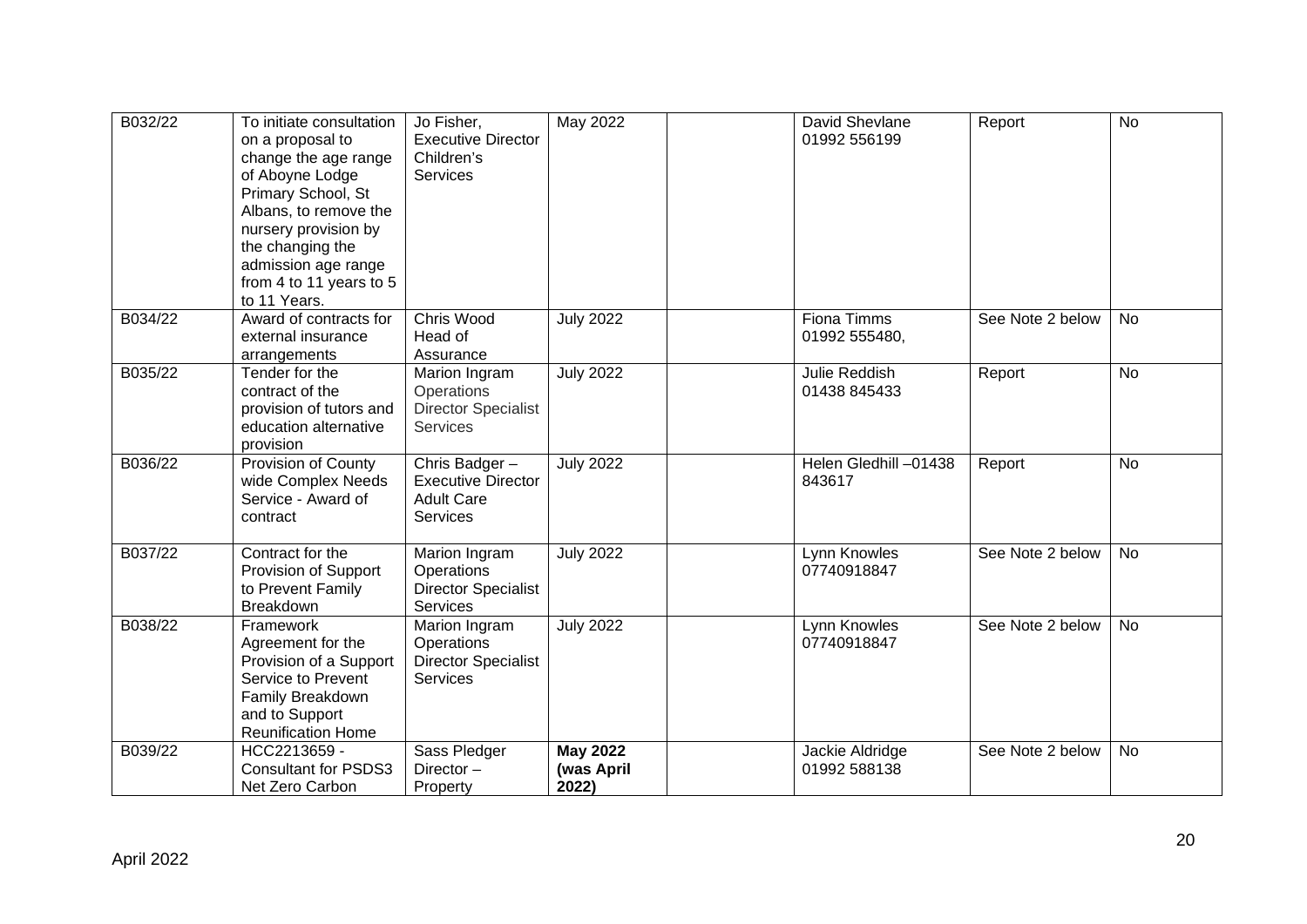| B032/22 | To initiate consultation on a proposal to change the age range of Aboyne Lodge Primary School, St Albans, to remove the nursery provision by the changing the admission age range from 4 to 11 years to 5 to 11 Years. | Jo Fisher, Executive Director Children's Services | May 2022 | | David Shevlane 01992 556199 | Report | No |
|---|---|---|---|---|---|---|---|
| B034/22 | Award of contracts for external insurance arrangements | Chris Wood Head of Assurance | July 2022 | | Fiona Timms 01992 555480, | See Note 2 below | No |
| B035/22 | Tender for the contract of the provision of tutors and education alternative provision | Marion Ingram Operations Director Specialist Services | July 2022 | | Julie Reddish 01438 845433 | Report | No |
| B036/22 | Provision of County wide Complex Needs Service - Award of contract | Chris Badger – Executive Director Adult Care Services | July 2022 | | Helen Gledhill –01438 843617 | Report | No |
| B037/22 | Contract for the Provision of Support to Prevent Family Breakdown | Marion Ingram Operations Director Specialist Services | July 2022 | | Lynn Knowles 07740918847 | See Note 2 below | No |
| B038/22 | Framework Agreement for the Provision of a Support Service to Prevent Family Breakdown and to Support Reunification Home | Marion Ingram Operations Director Specialist Services | July 2022 | | Lynn Knowles 07740918847 | See Note 2 below | No |
| B039/22 | HCC2213659 - Consultant for PSDS3 Net Zero Carbon | Sass Pledger Director – Property | **May 2022 (was April 2022)** | | Jackie Aldridge 01992 588138 | See Note 2 below | No |

April 2022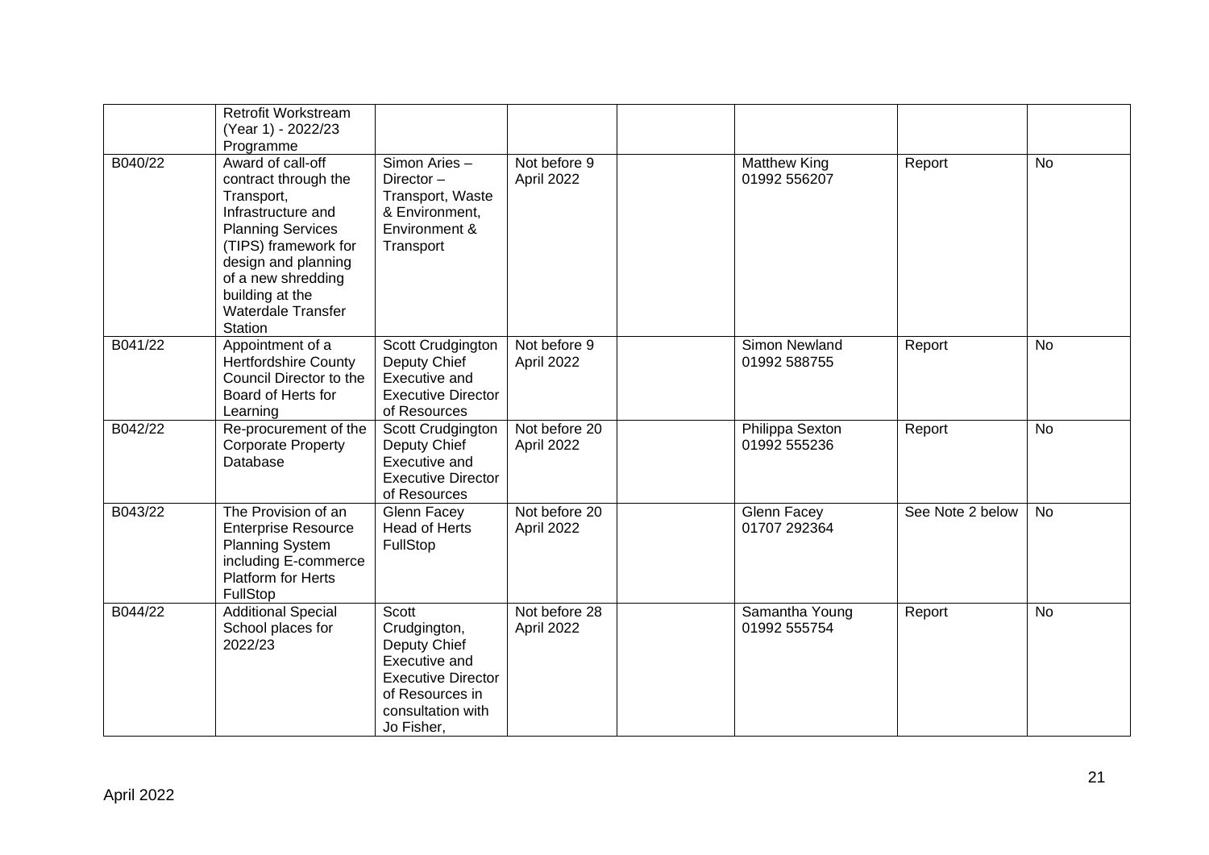| | | | | | | | |
|---|---|---|---|---|---|---|---|
| | Retrofit Workstream (Year 1) - 2022/23 Programme | | | | | | |
| B040/22 | Award of call-off contract through the Transport, Infrastructure and Planning Services (TIPS) framework for design and planning of a new shredding building at the Waterdale Transfer Station | Simon Aries – Director – Transport, Waste & Environment, Environment & Transport | Not before 9 April 2022 | | Matthew King 01992 556207 | Report | No |
| B041/22 | Appointment of a Hertfordshire County Council Director to the Board of Herts for Learning | Scott Crudgington Deputy Chief Executive and Executive Director of Resources | Not before 9 April 2022 | | Simon Newland 01992 588755 | Report | No |
| B042/22 | Re-procurement of the Corporate Property Database | Scott Crudgington Deputy Chief Executive and Executive Director of Resources | Not before 20 April 2022 | | Philippa Sexton 01992 555236 | Report | No |
| B043/22 | The Provision of an Enterprise Resource Planning System including E-commerce Platform for Herts FullStop | Glenn Facey Head of Herts FullStop | Not before 20 April 2022 | | Glenn Facey 01707 292364 | See Note 2 below | No |
| B044/22 | Additional Special School places for 2022/23 | Scott Crudgington, Deputy Chief Executive and Executive Director of Resources in consultation with Jo Fisher, | Not before 28 April 2022 | | Samantha Young 01992 555754 | Report | No |

April 2022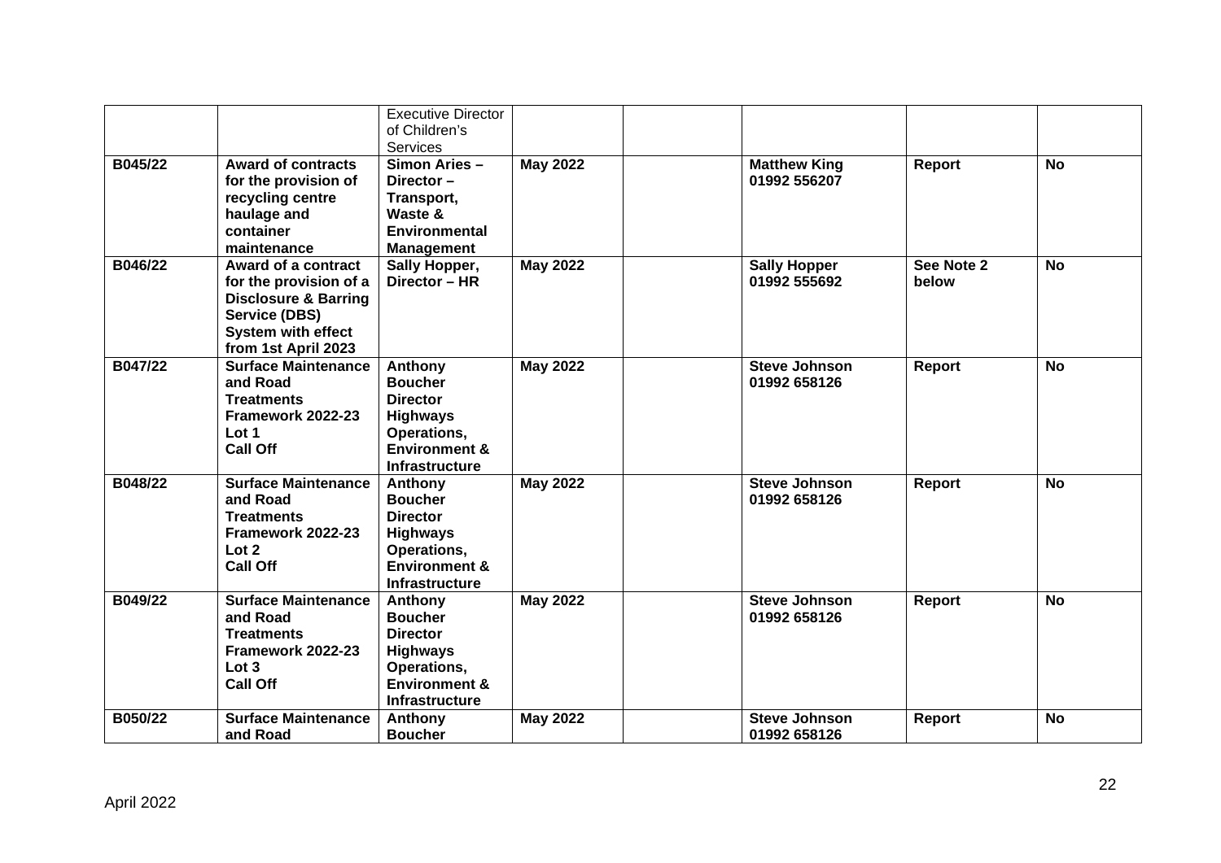| | | Executive Director of Children's Services | | | | | |
|---|---|---|---|---|---|---|---|
| **B045/22** | **Award of contracts for the provision of recycling centre haulage and container maintenance** | **Simon Aries – Director – Transport, Waste & Environmental Management** | **May 2022** | | **Matthew King 01992 556207** | **Report** | **No** |
| **B046/22** | **Award of a contract for the provision of a Disclosure & Barring Service (DBS) System with effect from 1st April 2023** | **Sally Hopper, Director – HR** | **May 2022** | | **Sally Hopper 01992 555692** | **See Note 2 below** | **No** |
| **B047/22** | **Surface Maintenance and Road Treatments Framework 2022-23 Lot 1 Call Off** | **Anthony Boucher Director Highways Operations, Environment & Infrastructure** | **May 2022** | | **Steve Johnson 01992 658126** | **Report** | **No** |
| **B048/22** | **Surface Maintenance and Road Treatments Framework 2022-23 Lot 2 Call Off** | **Anthony Boucher Director Highways Operations, Environment & Infrastructure** | **May 2022** | | **Steve Johnson 01992 658126** | **Report** | **No** |
| **B049/22** | **Surface Maintenance and Road Treatments Framework 2022-23 Lot 3 Call Off** | **Anthony Boucher Director Highways Operations, Environment & Infrastructure** | **May 2022** | | **Steve Johnson 01992 658126** | **Report** | **No** |
| **B050/22** | **Surface Maintenance and Road** | **Anthony Boucher** | **May 2022** | | **Steve Johnson 01992 658126** | **Report** | **No** |

April 2022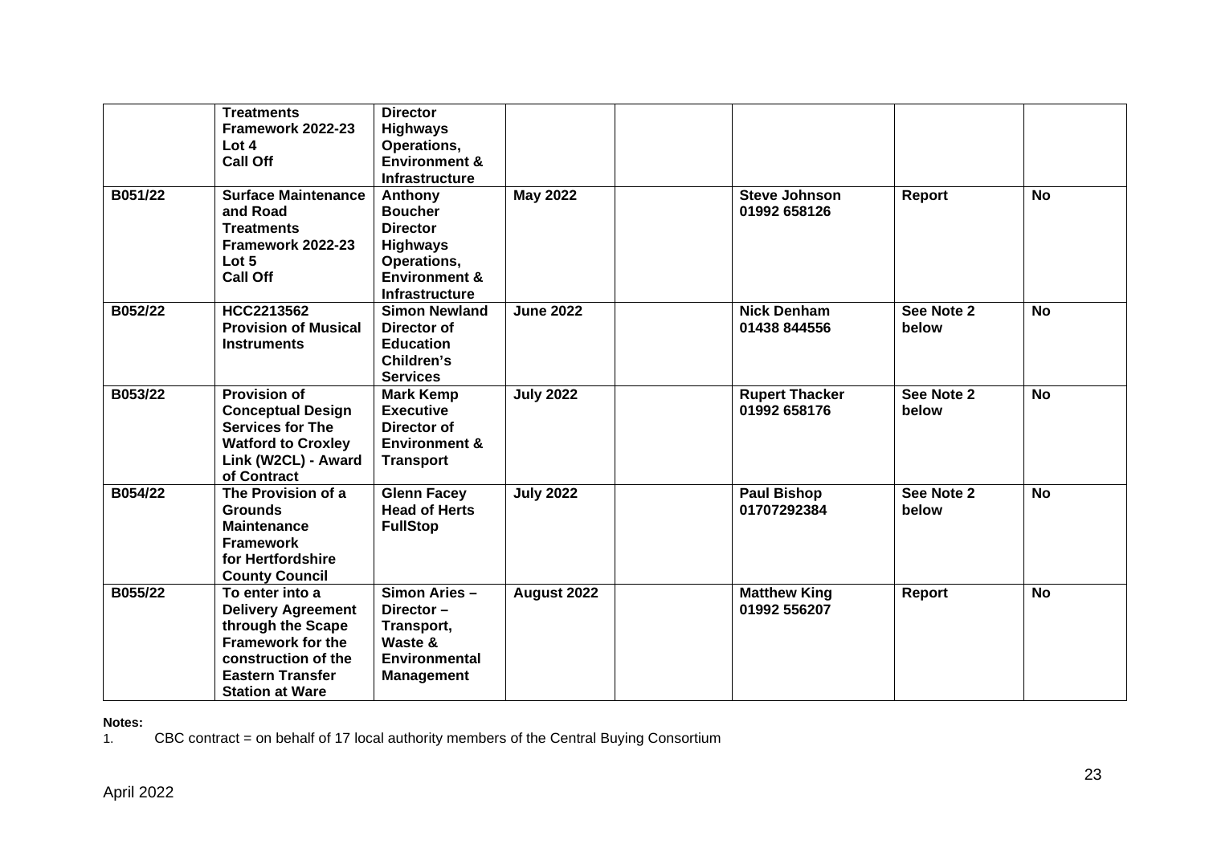| | | | | | | | |
|---|---|---|---|---|---|---|---|
| | **Treatments Framework 2022-23 Lot 4 Call Off** | **Director Highways Operations, Environment & Infrastructure** | | | | | |
| **B051/22** | **Surface Maintenance and Road Treatments Framework 2022-23 Lot 5 Call Off** | **Anthony Boucher Director Highways Operations, Environment & Infrastructure** | **May 2022** | | **Steve Johnson 01992 658126** | **Report** | **No** |
| **B052/22** | **HCC2213562 Provision of Musical Instruments** | **Simon Newland Director of Education Children's Services** | **June 2022** | | **Nick Denham 01438 844556** | **See Note 2 below** | **No** |
| **B053/22** | **Provision of Conceptual Design Services for The Watford to Croxley Link (W2CL) - Award of Contract** | **Mark Kemp Executive Director of Environment & Transport** | **July 2022** | | **Rupert Thacker 01992 658176** | **See Note 2 below** | **No** |
| **B054/22** | **The Provision of a Grounds Maintenance Framework for Hertfordshire County Council** | **Glenn Facey Head of Herts FullStop** | **July 2022** | | **Paul Bishop 01707292384** | **See Note 2 below** | **No** |
| **B055/22** | **To enter into a Delivery Agreement through the Scape Framework for the construction of the Eastern Transfer Station at Ware** | **Simon Aries – Director – Transport, Waste & Environmental Management** | **August 2022** | | **Matthew King 01992 556207** | **Report** | **No** |

**Notes:**

1. CBC contract = on behalf of 17 local authority members of the Central Buying Consortium

April 2022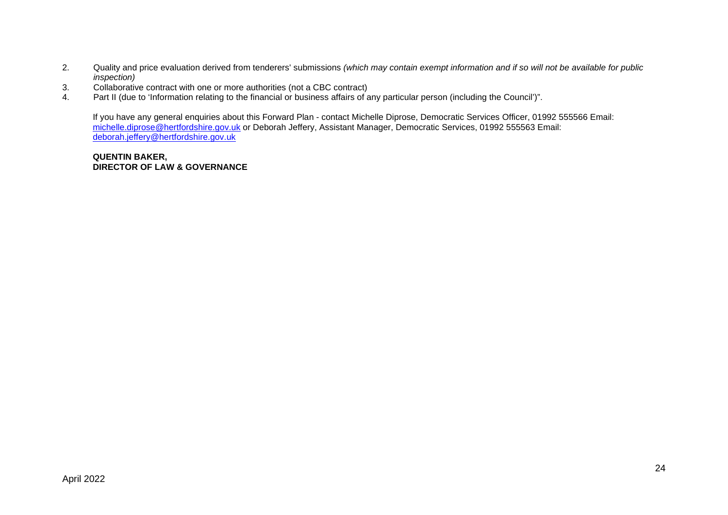2. Quality and price evaluation derived from tenderers' submissions *(which may contain exempt information and if so will not be available for public inspection)*
3. Collaborative contract with one or more authorities (not a CBC contract)
4. Part II (due to 'Information relating to the financial or business affairs of any particular person (including the Council')".

If you have any general enquiries about this Forward Plan - contact Michelle Diprose, Democratic Services Officer, 01992 555566 Email: michelle.diprose@hertfordshire.gov.uk or Deborah Jeffery, Assistant Manager, Democratic Services, 01992 555563 Email: deborah.jeffery@hertfordshire.gov.uk

**QUENTIN BAKER,**
**DIRECTOR OF LAW & GOVERNANCE**

April 2022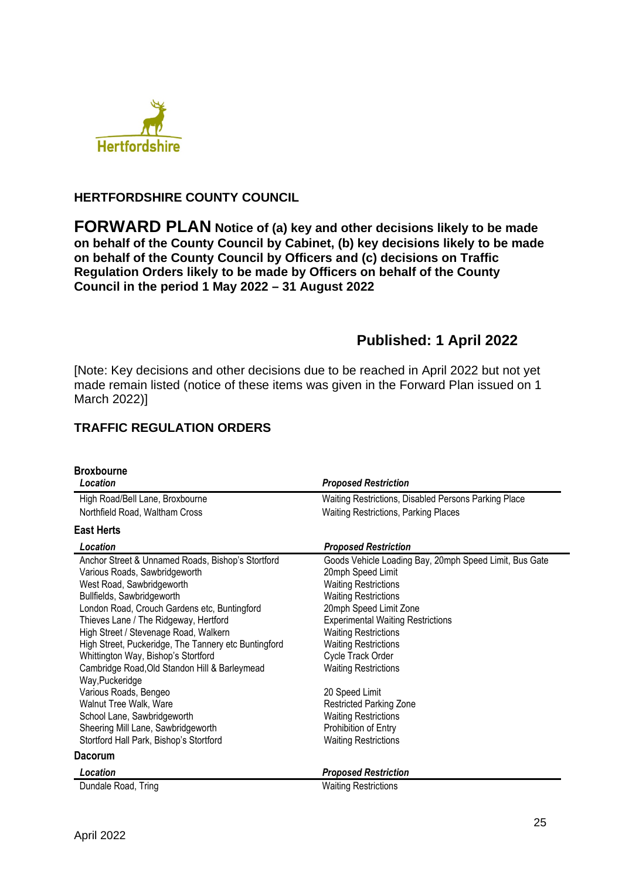Hertfordshire

**HERTFORDSHIRE COUNTY COUNCIL**

# FORWARD PLAN Notice of (a) key and other decisions likely to be made on behalf of the County Council by Cabinet, (b) key decisions likely to be made on behalf of the County Council by Officers and (c) decisions on Traffic Regulation Orders likely to be made by Officers on behalf of the County Council in the period 1 May 2022 – 31 August 2022

## Published: 1 April 2022

[Note: Key decisions and other decisions due to be reached in April 2022 but not yet made remain listed (notice of these items was given in the Forward Plan issued on 1 March 2022)]

## TRAFFIC REGULATION ORDERS

### Broxbourne

| *Location* | *Proposed Restriction* |
|---|---|
| High Road/Bell Lane, Broxbourne | Waiting Restrictions, Disabled Persons Parking Place |
| Northfield Road, Waltham Cross | Waiting Restrictions, Parking Places |

### East Herts

| *Location* | *Proposed Restriction* |
|---|---|
| Anchor Street & Unnamed Roads, Bishop's Stortford | Goods Vehicle Loading Bay, 20mph Speed Limit, Bus Gate |
| Various Roads, Sawbridgeworth | 20mph Speed Limit |
| West Road, Sawbridgeworth | Waiting Restrictions |
| Bullfields, Sawbridgeworth | Waiting Restrictions |
| London Road, Crouch Gardens etc, Buntingford | 20mph Speed Limit Zone |
| Thieves Lane / The Ridgeway, Hertford | Experimental Waiting Restrictions |
| High Street / Stevenage Road, Walkern | Waiting Restrictions |
| High Street, Puckeridge, The Tannery etc Buntingford | Waiting Restrictions |
| Whittington Way, Bishop's Stortford | Cycle Track Order |
| Cambridge Road,Old Standon Hill & Barleymead Way,Puckeridge | Waiting Restrictions |
| Various Roads, Bengeo | 20 Speed Limit |
| Walnut Tree Walk, Ware | Restricted Parking Zone |
| School Lane, Sawbridgeworth | Waiting Restrictions |
| Sheering Mill Lane, Sawbridgeworth | Prohibition of Entry |
| Stortford Hall Park, Bishop's Stortford | Waiting Restrictions |

### Dacorum

| *Location* | *Proposed Restriction* |
|---|---|
| Dundale Road, Tring | Waiting Restrictions |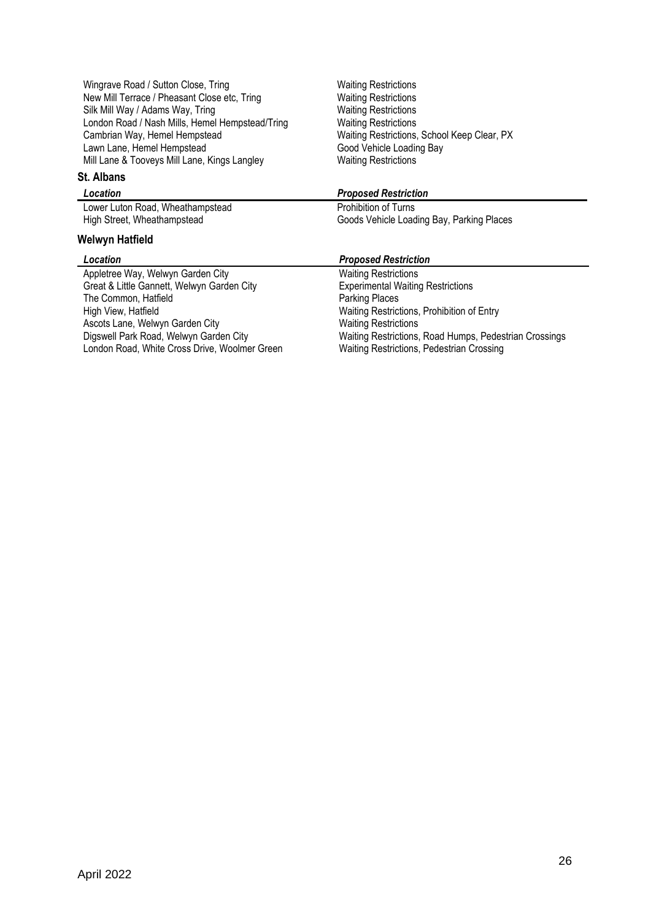| Location | Proposed Restriction |
|---|---|
| Wingrave Road / Sutton Close, Tring | Waiting Restrictions |
| New Mill Terrace / Pheasant Close etc, Tring | Waiting Restrictions |
| Silk Mill Way / Adams Way, Tring | Waiting Restrictions |
| London Road / Nash Mills, Hemel Hempstead/Tring | Waiting Restrictions |
| Cambrian Way, Hemel Hempstead | Waiting Restrictions, School Keep Clear, PX |
| Lawn Lane, Hemel Hempstead | Good Vehicle Loading Bay |
| Mill Lane & Tooveys Mill Lane, Kings Langley | Waiting Restrictions |

### St. Albans

| *Location* | *Proposed Restriction* |
|---|---|
| Lower Luton Road, Wheathampstead | Prohibition of Turns |
| High Street, Wheathampstead | Goods Vehicle Loading Bay, Parking Places |

### Welwyn Hatfield

| *Location* | *Proposed Restriction* |
|---|---|
| Appletree Way, Welwyn Garden City | Waiting Restrictions |
| Great & Little Gannett, Welwyn Garden City | Experimental Waiting Restrictions |
| The Common, Hatfield | Parking Places |
| High View, Hatfield | Waiting Restrictions, Prohibition of Entry |
| Ascots Lane, Welwyn Garden City | Waiting Restrictions |
| Digswell Park Road, Welwyn Garden City | Waiting Restrictions, Road Humps, Pedestrian Crossings |
| London Road, White Cross Drive, Woolmer Green | Waiting Restrictions, Pedestrian Crossing |

April 2022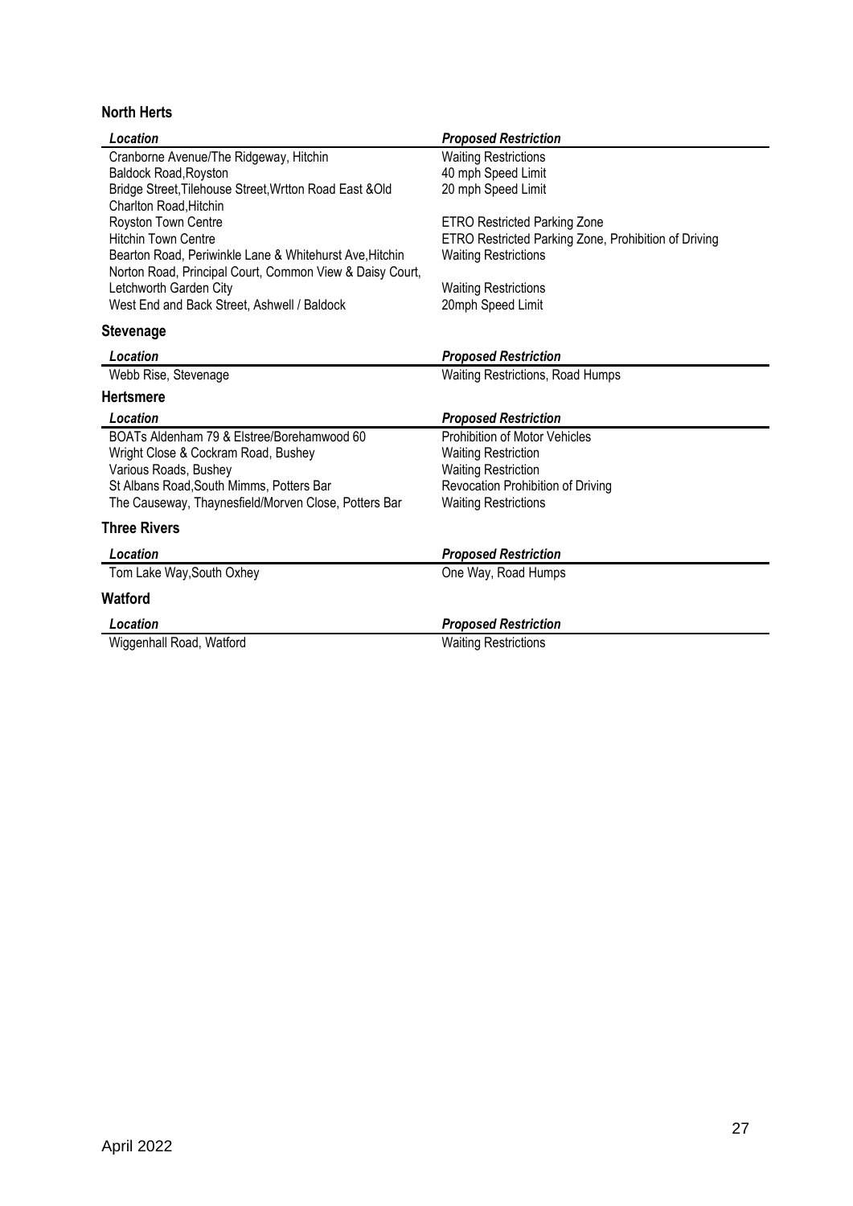**North Herts**

| *Location* | *Proposed Restriction* |
|---|---|
| Cranborne Avenue/The Ridgeway, Hitchin | Waiting Restrictions |
| Baldock Road,Royston | 40 mph Speed Limit |
| Bridge Street,Tilehouse Street,Wrtton Road East &Old Charlton Road,Hitchin | 20 mph Speed Limit |
| Royston Town Centre | ETRO Restricted Parking Zone |
| Hitchin Town Centre | ETRO Restricted Parking Zone, Prohibition of Driving |
| Bearton Road, Periwinkle Lane & Whitehurst Ave,Hitchin | Waiting Restrictions |
| Norton Road, Principal Court, Common View & Daisy Court, Letchworth Garden City | Waiting Restrictions |
| West End and Back Street, Ashwell / Baldock | 20mph Speed Limit |

**Stevenage**

| *Location* | *Proposed Restriction* |
|---|---|
| Webb Rise, Stevenage | Waiting Restrictions, Road Humps |

**Hertsmere**

| *Location* | *Proposed Restriction* |
|---|---|
| BOATs Aldenham 79 & Elstree/Borehamwood 60 | Prohibition of Motor Vehicles |
| Wright Close & Cockram Road, Bushey | Waiting Restriction |
| Various Roads, Bushey | Waiting Restriction |
| St Albans Road,South Mimms, Potters Bar | Revocation Prohibition of Driving |
| The Causeway, Thaynesfield/Morven Close, Potters Bar | Waiting Restrictions |

**Three Rivers**

| *Location* | *Proposed Restriction* |
|---|---|
| Tom Lake Way,South Oxhey | One Way, Road Humps |

**Watford**

| *Location* | *Proposed Restriction* |
|---|---|
| Wiggenhall Road, Watford | Waiting Restrictions |

April 2022